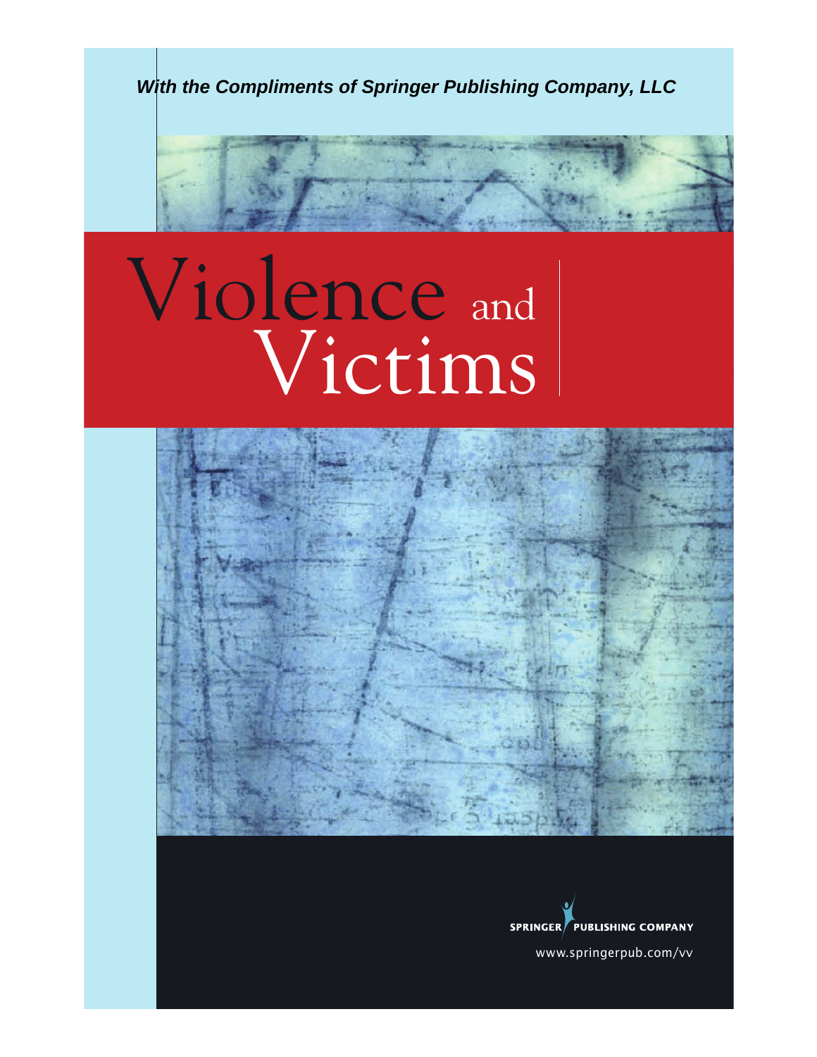*With the Compliments of Springer Publishing Company, LLC*

# Violence and Victims

SPRINGER PUBLISHING COMPANY

www.springerpub.com/vv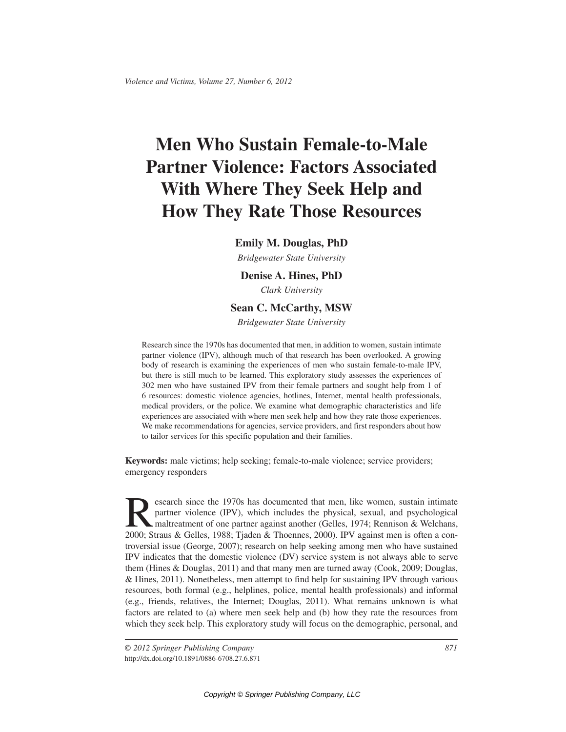# Men Who Sustain Female-to-Male Partner Violence: Factors Associated With Where They Seek Help and How They Rate Those Resources

**Emily M. Douglas, PhD**

*Bridgewater State University*

**Denise A. Hines, PhD**

*Clark University*

**Sean C. McCarthy, MSW**

*Bridgewater State University*

Research since the 1970s has documented that men, in addition to women, sustain intimate partner violence (IPV), although much of that research has been overlooked. A growing body of research is examining the experiences of men who sustain female-to-male IPV, but there is still much to be learned. This exploratory study assesses the experiences of 302 men who have sustained IPV from their female partners and sought help from 1 of 6 resources: domestic violence agencies, hotlines, Internet, mental health professionals, medical providers, or the police. We examine what demographic characteristics and life experiences are associated with where men seek help and how they rate those experiences. We make recommendations for agencies, service providers, and first responders about how to tailor services for this specific population and their families.

**Keywords:** male victims; help seeking; female-to-male violence; service providers; emergency responders

Research since the 1970s has documented that men, like women, sustain intimate partner violence (IPV), which includes the physical, sexual, and psychological maltreatment of one partner against another (Gelles, 1974; Rennison & Welchans, 2000; Straus & Gelles, 1988; Tjaden & Thoennes, 2000). IPV against men is often a controversial issue (George, 2007); research on help seeking among men who have sustained IPV indicates that the domestic violence (DV) service system is not always able to serve them (Hines & Douglas, 2011) and that many men are turned away (Cook, 2009; Douglas, & Hines, 2011). Nonetheless, men attempt to find help for sustaining IPV through various resources, both formal (e.g., helplines, police, mental health professionals) and informal (e.g., friends, relatives, the Internet; Douglas, 2011). What remains unknown is what factors are related to (a) where men seek help and (b) how they rate the resources from which they seek help. This exploratory study will focus on the demographic, personal, and

© 2012 Springer Publishing Company
http://dx.doi.org/10.1891/0886-6708.27.6.871

Copyright © Springer Publishing Company, LLC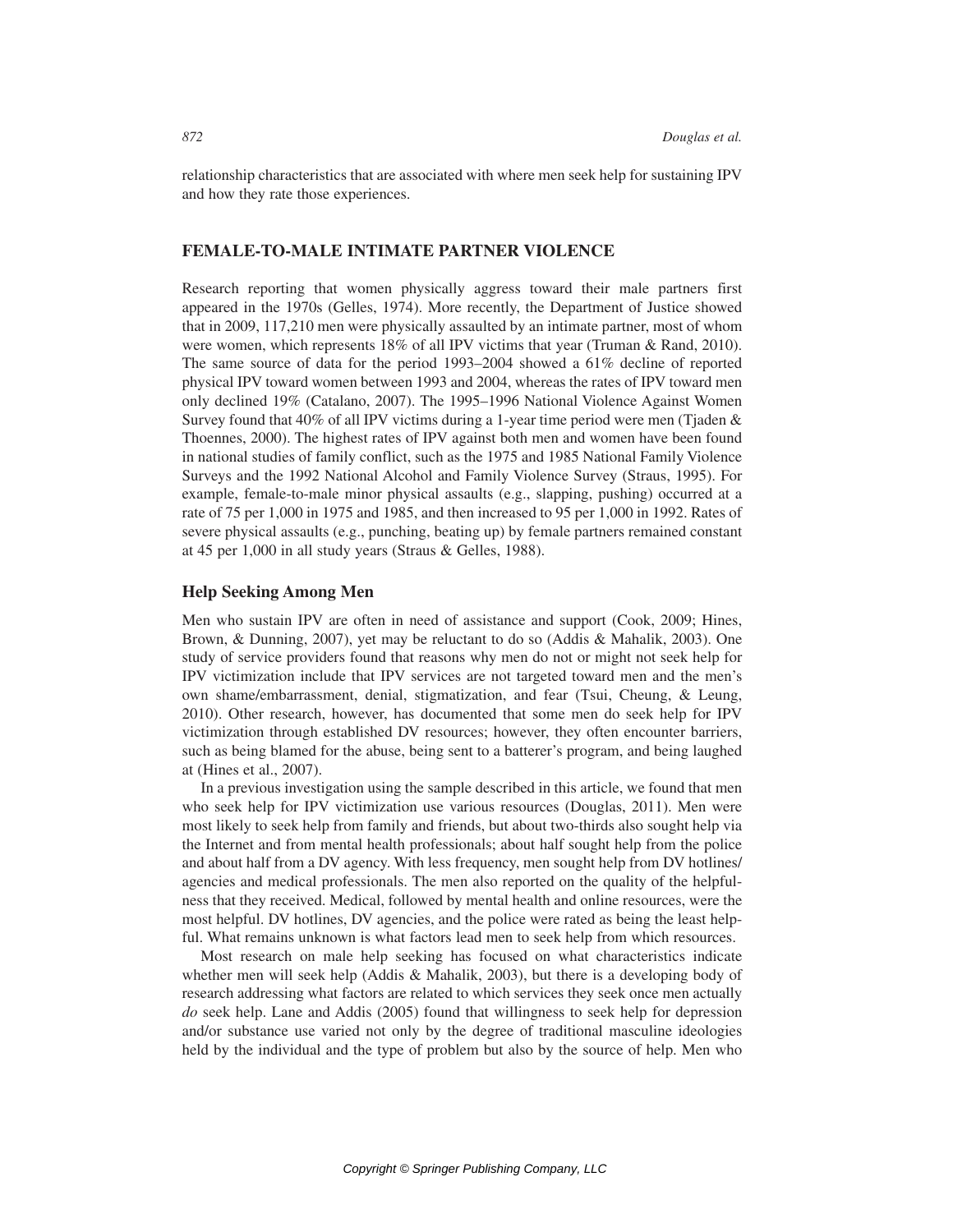relationship characteristics that are associated with where men seek help for sustaining IPV and how they rate those experiences.

## FEMALE-TO-MALE INTIMATE PARTNER VIOLENCE

Research reporting that women physically aggress toward their male partners first appeared in the 1970s (Gelles, 1974). More recently, the Department of Justice showed that in 2009, 117,210 men were physically assaulted by an intimate partner, most of whom were women, which represents 18% of all IPV victims that year (Truman & Rand, 2010). The same source of data for the period 1993–2004 showed a 61% decline of reported physical IPV toward women between 1993 and 2004, whereas the rates of IPV toward men only declined 19% (Catalano, 2007). The 1995–1996 National Violence Against Women Survey found that 40% of all IPV victims during a 1-year time period were men (Tjaden & Thoennes, 2000). The highest rates of IPV against both men and women have been found in national studies of family conflict, such as the 1975 and 1985 National Family Violence Surveys and the 1992 National Alcohol and Family Violence Survey (Straus, 1995). For example, female-to-male minor physical assaults (e.g., slapping, pushing) occurred at a rate of 75 per 1,000 in 1975 and 1985, and then increased to 95 per 1,000 in 1992. Rates of severe physical assaults (e.g., punching, beating up) by female partners remained constant at 45 per 1,000 in all study years (Straus & Gelles, 1988).

### Help Seeking Among Men

Men who sustain IPV are often in need of assistance and support (Cook, 2009; Hines, Brown, & Dunning, 2007), yet may be reluctant to do so (Addis & Mahalik, 2003). One study of service providers found that reasons why men do not or might not seek help for IPV victimization include that IPV services are not targeted toward men and the men's own shame/embarrassment, denial, stigmatization, and fear (Tsui, Cheung, & Leung, 2010). Other research, however, has documented that some men do seek help for IPV victimization through established DV resources; however, they often encounter barriers, such as being blamed for the abuse, being sent to a batterer's program, and being laughed at (Hines et al., 2007).

In a previous investigation using the sample described in this article, we found that men who seek help for IPV victimization use various resources (Douglas, 2011). Men were most likely to seek help from family and friends, but about two-thirds also sought help via the Internet and from mental health professionals; about half sought help from the police and about half from a DV agency. With less frequency, men sought help from DV hotlines/agencies and medical professionals. The men also reported on the quality of the helpfulness that they received. Medical, followed by mental health and online resources, were the most helpful. DV hotlines, DV agencies, and the police were rated as being the least helpful. What remains unknown is what factors lead men to seek help from which resources.

Most research on male help seeking has focused on what characteristics indicate whether men will seek help (Addis & Mahalik, 2003), but there is a developing body of research addressing what factors are related to which services they seek once men actually *do* seek help. Lane and Addis (2005) found that willingness to seek help for depression and/or substance use varied not only by the degree of traditional masculine ideologies held by the individual and the type of problem but also by the source of help. Men who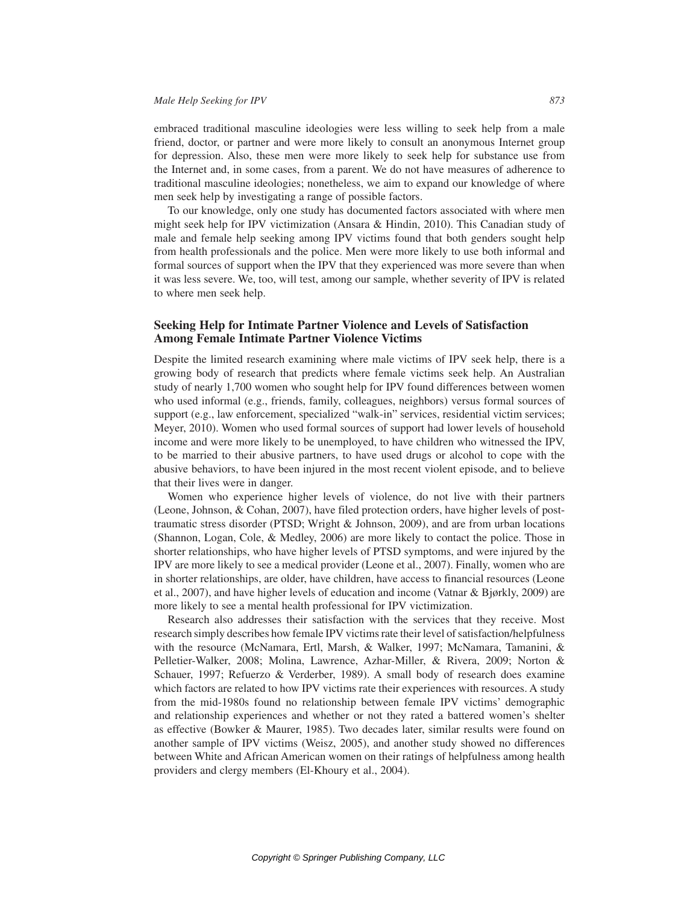embraced traditional masculine ideologies were less willing to seek help from a male friend, doctor, or partner and were more likely to consult an anonymous Internet group for depression. Also, these men were more likely to seek help for substance use from the Internet and, in some cases, from a parent. We do not have measures of adherence to traditional masculine ideologies; nonetheless, we aim to expand our knowledge of where men seek help by investigating a range of possible factors.

To our knowledge, only one study has documented factors associated with where men might seek help for IPV victimization (Ansara & Hindin, 2010). This Canadian study of male and female help seeking among IPV victims found that both genders sought help from health professionals and the police. Men were more likely to use both informal and formal sources of support when the IPV that they experienced was more severe than when it was less severe. We, too, will test, among our sample, whether severity of IPV is related to where men seek help.

### Seeking Help for Intimate Partner Violence and Levels of Satisfaction Among Female Intimate Partner Violence Victims

Despite the limited research examining where male victims of IPV seek help, there is a growing body of research that predicts where female victims seek help. An Australian study of nearly 1,700 women who sought help for IPV found differences between women who used informal (e.g., friends, family, colleagues, neighbors) versus formal sources of support (e.g., law enforcement, specialized "walk-in" services, residential victim services; Meyer, 2010). Women who used formal sources of support had lower levels of household income and were more likely to be unemployed, to have children who witnessed the IPV, to be married to their abusive partners, to have used drugs or alcohol to cope with the abusive behaviors, to have been injured in the most recent violent episode, and to believe that their lives were in danger.

Women who experience higher levels of violence, do not live with their partners (Leone, Johnson, & Cohan, 2007), have filed protection orders, have higher levels of post-traumatic stress disorder (PTSD; Wright & Johnson, 2009), and are from urban locations (Shannon, Logan, Cole, & Medley, 2006) are more likely to contact the police. Those in shorter relationships, who have higher levels of PTSD symptoms, and were injured by the IPV are more likely to see a medical provider (Leone et al., 2007). Finally, women who are in shorter relationships, are older, have children, have access to financial resources (Leone et al., 2007), and have higher levels of education and income (Vatnar & Bjørkly, 2009) are more likely to see a mental health professional for IPV victimization.

Research also addresses their satisfaction with the services that they receive. Most research simply describes how female IPV victims rate their level of satisfaction/helpfulness with the resource (McNamara, Ertl, Marsh, & Walker, 1997; McNamara, Tamanini, & Pelletier-Walker, 2008; Molina, Lawrence, Azhar-Miller, & Rivera, 2009; Norton & Schauer, 1997; Refuerzo & Verderber, 1989). A small body of research does examine which factors are related to how IPV victims rate their experiences with resources. A study from the mid-1980s found no relationship between female IPV victims' demographic and relationship experiences and whether or not they rated a battered women's shelter as effective (Bowker & Maurer, 1985). Two decades later, similar results were found on another sample of IPV victims (Weisz, 2005), and another study showed no differences between White and African American women on their ratings of helpfulness among health providers and clergy members (El-Khoury et al., 2004).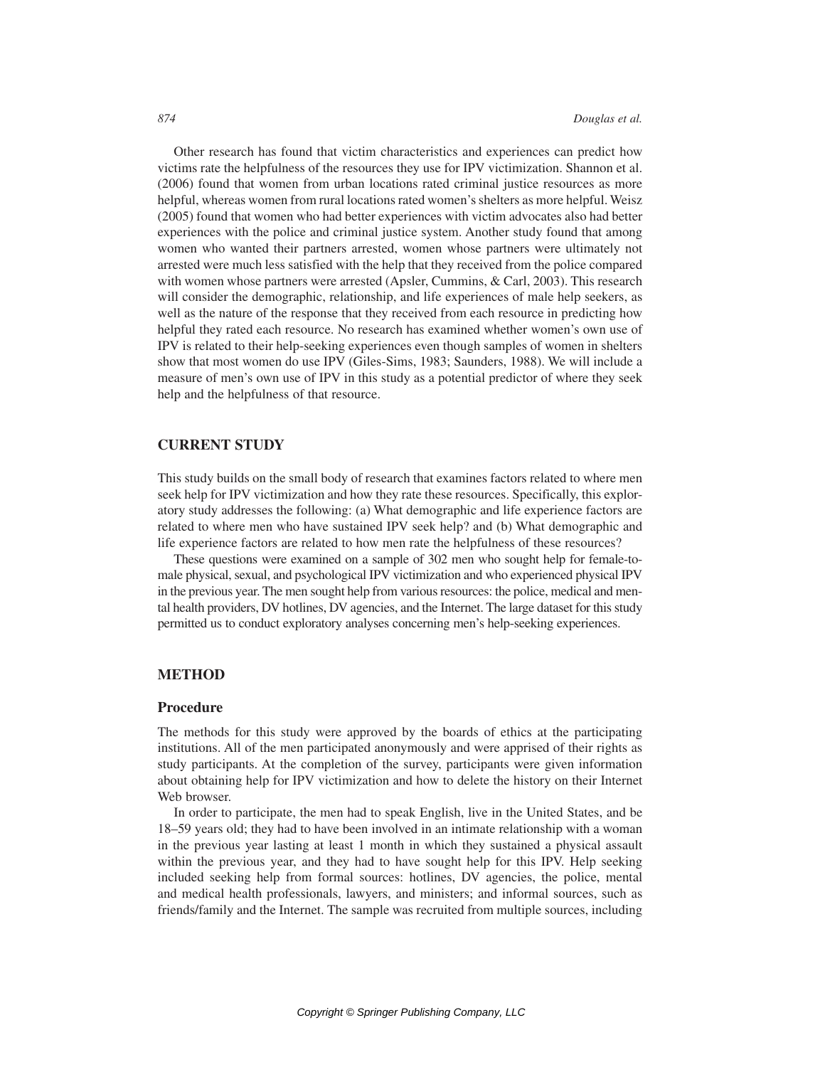Other research has found that victim characteristics and experiences can predict how victims rate the helpfulness of the resources they use for IPV victimization. Shannon et al. (2006) found that women from urban locations rated criminal justice resources as more helpful, whereas women from rural locations rated women's shelters as more helpful. Weisz (2005) found that women who had better experiences with victim advocates also had better experiences with the police and criminal justice system. Another study found that among women who wanted their partners arrested, women whose partners were ultimately not arrested were much less satisfied with the help that they received from the police compared with women whose partners were arrested (Apsler, Cummins, & Carl, 2003). This research will consider the demographic, relationship, and life experiences of male help seekers, as well as the nature of the response that they received from each resource in predicting how helpful they rated each resource. No research has examined whether women's own use of IPV is related to their help-seeking experiences even though samples of women in shelters show that most women do use IPV (Giles-Sims, 1983; Saunders, 1988). We will include a measure of men's own use of IPV in this study as a potential predictor of where they seek help and the helpfulness of that resource.

## CURRENT STUDY

This study builds on the small body of research that examines factors related to where men seek help for IPV victimization and how they rate these resources. Specifically, this exploratory study addresses the following: (a) What demographic and life experience factors are related to where men who have sustained IPV seek help? and (b) What demographic and life experience factors are related to how men rate the helpfulness of these resources?

These questions were examined on a sample of 302 men who sought help for female-to-male physical, sexual, and psychological IPV victimization and who experienced physical IPV in the previous year. The men sought help from various resources: the police, medical and mental health providers, DV hotlines, DV agencies, and the Internet. The large dataset for this study permitted us to conduct exploratory analyses concerning men's help-seeking experiences.

## METHOD

### Procedure

The methods for this study were approved by the boards of ethics at the participating institutions. All of the men participated anonymously and were apprised of their rights as study participants. At the completion of the survey, participants were given information about obtaining help for IPV victimization and how to delete the history on their Internet Web browser.

In order to participate, the men had to speak English, live in the United States, and be 18–59 years old; they had to have been involved in an intimate relationship with a woman in the previous year lasting at least 1 month in which they sustained a physical assault within the previous year, and they had to have sought help for this IPV. Help seeking included seeking help from formal sources: hotlines, DV agencies, the police, mental and medical health professionals, lawyers, and ministers; and informal sources, such as friends/family and the Internet. The sample was recruited from multiple sources, including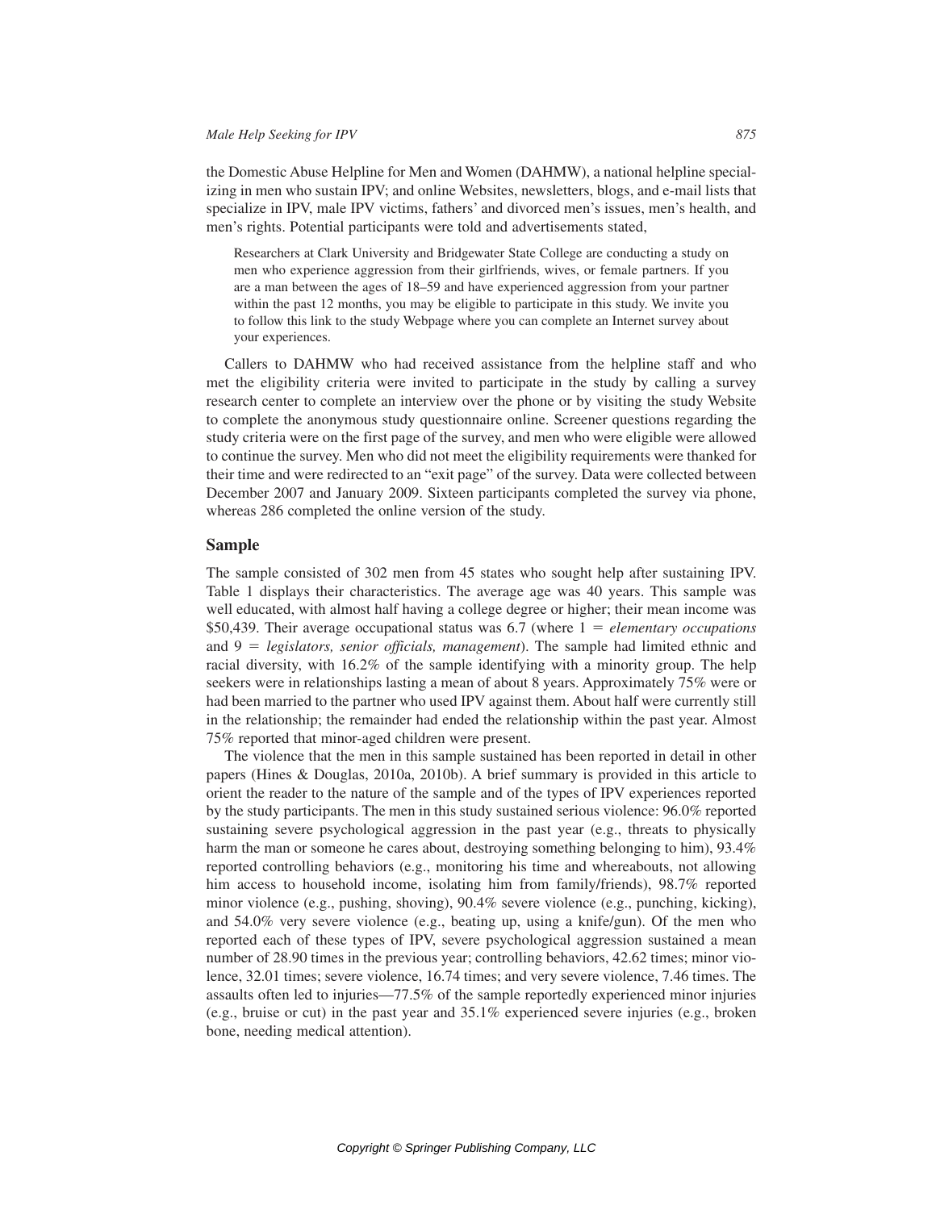the Domestic Abuse Helpline for Men and Women (DAHMW), a national helpline specializing in men who sustain IPV; and online Websites, newsletters, blogs, and e-mail lists that specialize in IPV, male IPV victims, fathers' and divorced men's issues, men's health, and men's rights. Potential participants were told and advertisements stated,

> Researchers at Clark University and Bridgewater State College are conducting a study on men who experience aggression from their girlfriends, wives, or female partners. If you are a man between the ages of 18–59 and have experienced aggression from your partner within the past 12 months, you may be eligible to participate in this study. We invite you to follow this link to the study Webpage where you can complete an Internet survey about your experiences.

Callers to DAHMW who had received assistance from the helpline staff and who met the eligibility criteria were invited to participate in the study by calling a survey research center to complete an interview over the phone or by visiting the study Website to complete the anonymous study questionnaire online. Screener questions regarding the study criteria were on the first page of the survey, and men who were eligible were allowed to continue the survey. Men who did not meet the eligibility requirements were thanked for their time and were redirected to an "exit page" of the survey. Data were collected between December 2007 and January 2009. Sixteen participants completed the survey via phone, whereas 286 completed the online version of the study.

## Sample

The sample consisted of 302 men from 45 states who sought help after sustaining IPV. Table 1 displays their characteristics. The average age was 40 years. This sample was well educated, with almost half having a college degree or higher; their mean income was \$50,439. Their average occupational status was 6.7 (where 1 = *elementary occupations* and 9 = *legislators, senior officials, management*). The sample had limited ethnic and racial diversity, with 16.2% of the sample identifying with a minority group. The help seekers were in relationships lasting a mean of about 8 years. Approximately 75% were or had been married to the partner who used IPV against them. About half were currently still in the relationship; the remainder had ended the relationship within the past year. Almost 75% reported that minor-aged children were present.

The violence that the men in this sample sustained has been reported in detail in other papers (Hines & Douglas, 2010a, 2010b). A brief summary is provided in this article to orient the reader to the nature of the sample and of the types of IPV experiences reported by the study participants. The men in this study sustained serious violence: 96.0% reported sustaining severe psychological aggression in the past year (e.g., threats to physically harm the man or someone he cares about, destroying something belonging to him), 93.4% reported controlling behaviors (e.g., monitoring his time and whereabouts, not allowing him access to household income, isolating him from family/friends), 98.7% reported minor violence (e.g., pushing, shoving), 90.4% severe violence (e.g., punching, kicking), and 54.0% very severe violence (e.g., beating up, using a knife/gun). Of the men who reported each of these types of IPV, severe psychological aggression sustained a mean number of 28.90 times in the previous year; controlling behaviors, 42.62 times; minor violence, 32.01 times; severe violence, 16.74 times; and very severe violence, 7.46 times. The assaults often led to injuries—77.5% of the sample reportedly experienced minor injuries (e.g., bruise or cut) in the past year and 35.1% experienced severe injuries (e.g., broken bone, needing medical attention).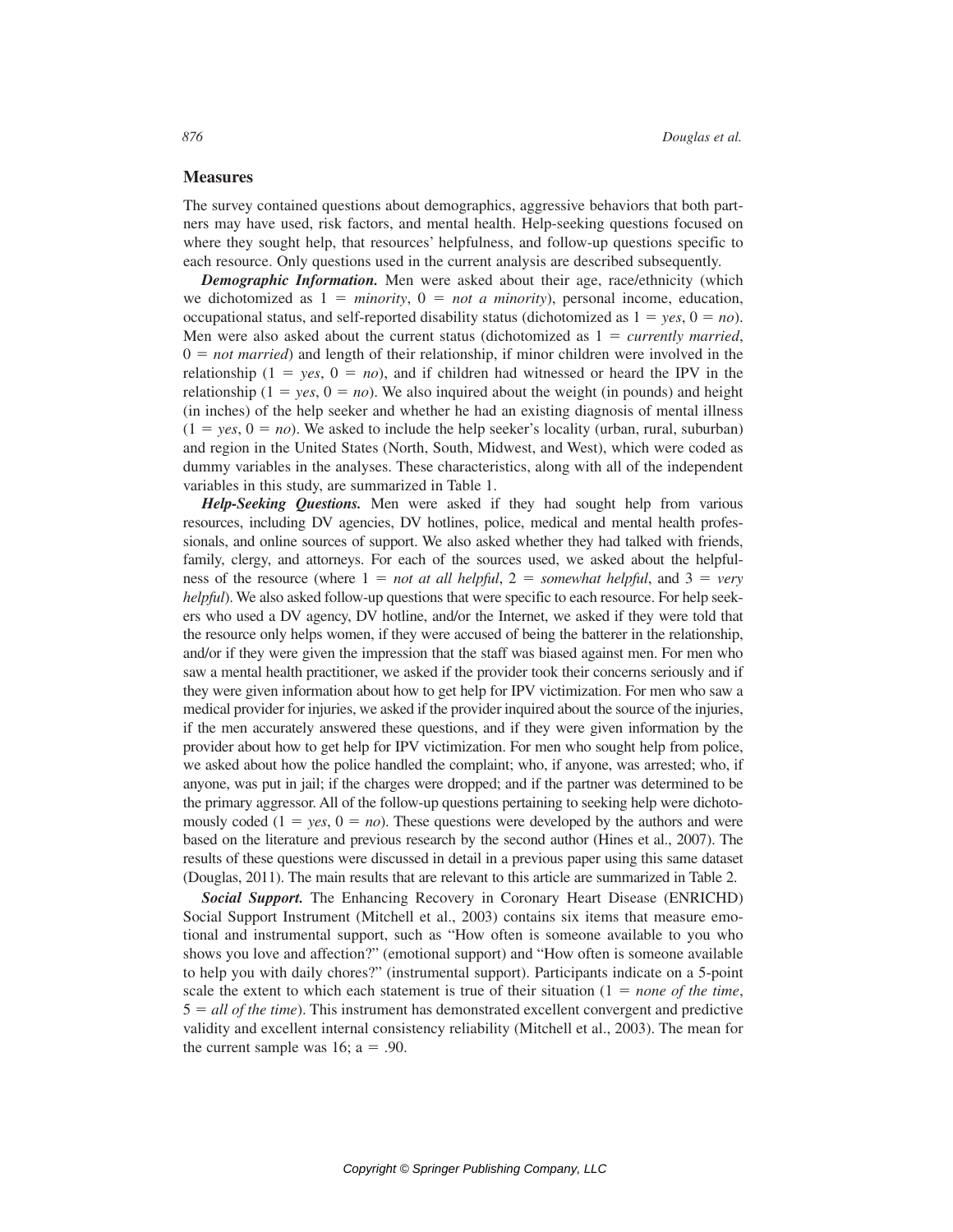## Measures

The survey contained questions about demographics, aggressive behaviors that both partners may have used, risk factors, and mental health. Help-seeking questions focused on where they sought help, that resources' helpfulness, and follow-up questions specific to each resource. Only questions used in the current analysis are described subsequently.

***Demographic Information.*** Men were asked about their age, race/ethnicity (which we dichotomized as 1 = *minority*, 0 = *not a minority*), personal income, education, occupational status, and self-reported disability status (dichotomized as 1 = *yes*, 0 = *no*). Men were also asked about the current status (dichotomized as 1 = *currently married*, 0 = *not married*) and length of their relationship, if minor children were involved in the relationship (1 = *yes*, 0 = *no*), and if children had witnessed or heard the IPV in the relationship (1 = *yes*, 0 = *no*). We also inquired about the weight (in pounds) and height (in inches) of the help seeker and whether he had an existing diagnosis of mental illness (1 = *yes*, 0 = *no*). We asked to include the help seeker's locality (urban, rural, suburban) and region in the United States (North, South, Midwest, and West), which were coded as dummy variables in the analyses. These characteristics, along with all of the independent variables in this study, are summarized in Table 1.

***Help-Seeking Questions.*** Men were asked if they had sought help from various resources, including DV agencies, DV hotlines, police, medical and mental health professionals, and online sources of support. We also asked whether they had talked with friends, family, clergy, and attorneys. For each of the sources used, we asked about the helpfulness of the resource (where 1 = *not at all helpful*, 2 = *somewhat helpful*, and 3 = *very helpful*). We also asked follow-up questions that were specific to each resource. For help seekers who used a DV agency, DV hotline, and/or the Internet, we asked if they were told that the resource only helps women, if they were accused of being the batterer in the relationship, and/or if they were given the impression that the staff was biased against men. For men who saw a mental health practitioner, we asked if the provider took their concerns seriously and if they were given information about how to get help for IPV victimization. For men who saw a medical provider for injuries, we asked if the provider inquired about the source of the injuries, if the men accurately answered these questions, and if they were given information by the provider about how to get help for IPV victimization. For men who sought help from police, we asked about how the police handled the complaint; who, if anyone, was arrested; who, if anyone, was put in jail; if the charges were dropped; and if the partner was determined to be the primary aggressor. All of the follow-up questions pertaining to seeking help were dichotomously coded (1 = *yes*, 0 = *no*). These questions were developed by the authors and were based on the literature and previous research by the second author (Hines et al., 2007). The results of these questions were discussed in detail in a previous paper using this same dataset (Douglas, 2011). The main results that are relevant to this article are summarized in Table 2.

***Social Support.*** The Enhancing Recovery in Coronary Heart Disease (ENRICHD) Social Support Instrument (Mitchell et al., 2003) contains six items that measure emotional and instrumental support, such as "How often is someone available to you who shows you love and affection?" (emotional support) and "How often is someone available to help you with daily chores?" (instrumental support). Participants indicate on a 5-point scale the extent to which each statement is true of their situation (1 = *none of the time*, 5 = *all of the time*). This instrument has demonstrated excellent convergent and predictive validity and excellent internal consistency reliability (Mitchell et al., 2003). The mean for the current sample was 16; a = .90.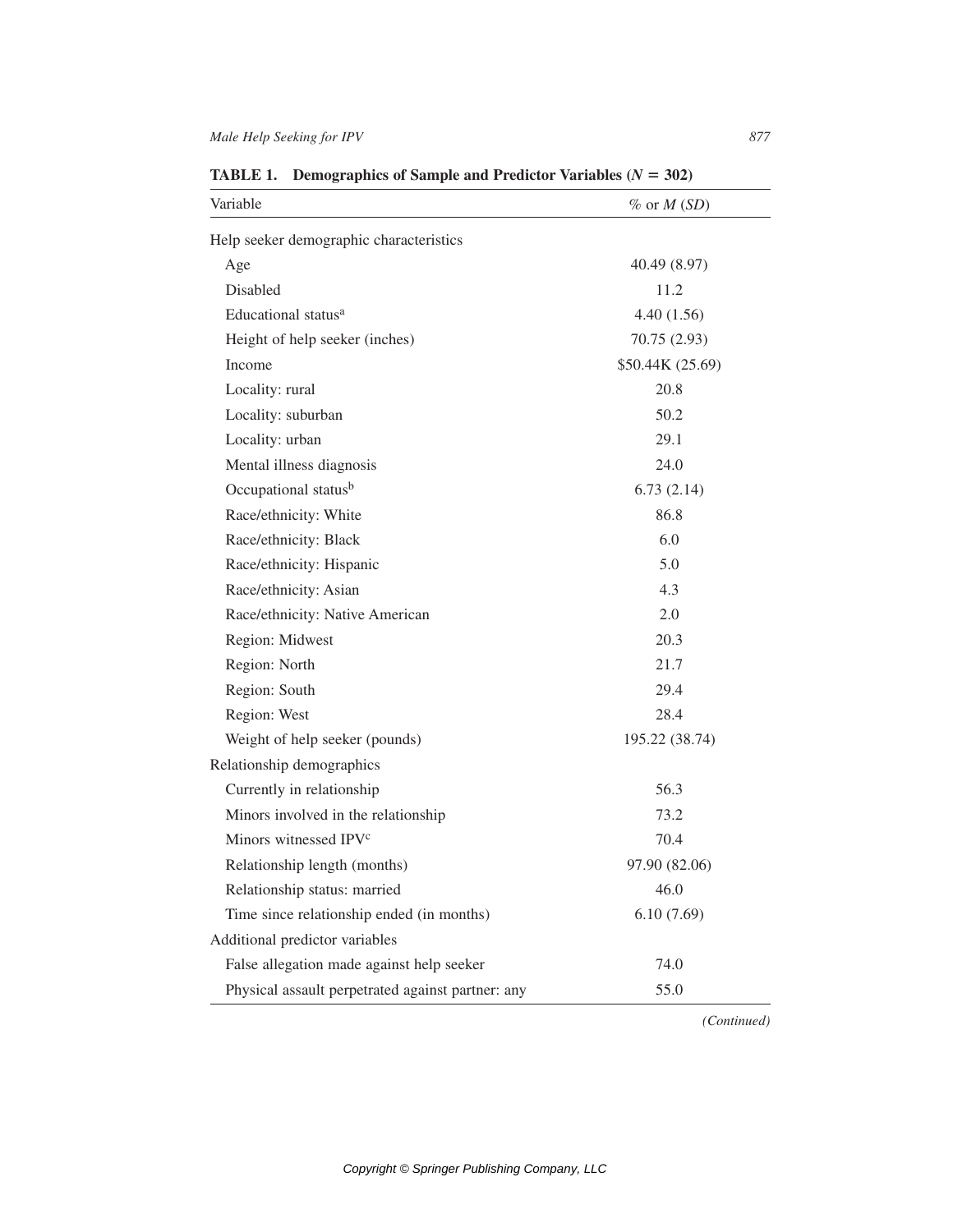**TABLE 1. Demographics of Sample and Predictor Variables ($N = 302$)**

| Variable | % or $M$ ($SD$) |
|---|---|
| Help seeker demographic characteristics | |
| Age | 40.49 (8.97) |
| Disabled | 11.2 |
| Educational status[a] | 4.40 (1.56) |
| Height of help seeker (inches) | 70.75 (2.93) |
| Income | $50.44K (25.69) |
| Locality: rural | 20.8 |
| Locality: suburban | 50.2 |
| Locality: urban | 29.1 |
| Mental illness diagnosis | 24.0 |
| Occupational status[b] | 6.73 (2.14) |
| Race/ethnicity: White | 86.8 |
| Race/ethnicity: Black | 6.0 |
| Race/ethnicity: Hispanic | 5.0 |
| Race/ethnicity: Asian | 4.3 |
| Race/ethnicity: Native American | 2.0 |
| Region: Midwest | 20.3 |
| Region: North | 21.7 |
| Region: South | 29.4 |
| Region: West | 28.4 |
| Weight of help seeker (pounds) | 195.22 (38.74) |
| Relationship demographics | |
| Currently in relationship | 56.3 |
| Minors involved in the relationship | 73.2 |
| Minors witnessed IPV[c] | 70.4 |
| Relationship length (months) | 97.90 (82.06) |
| Relationship status: married | 46.0 |
| Time since relationship ended (in months) | 6.10 (7.69) |
| Additional predictor variables | |
| False allegation made against help seeker | 74.0 |
| Physical assault perpetrated against partner: any | 55.0 |

*(Continued)*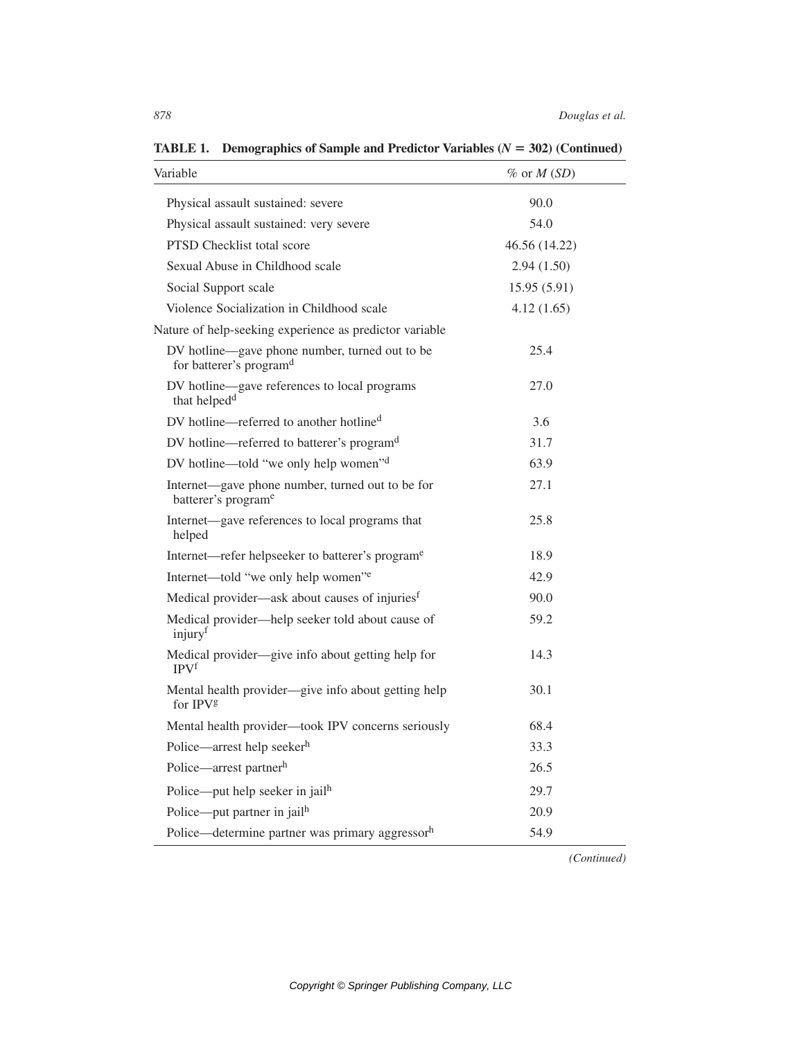**TABLE 1. Demographics of Sample and Predictor Variables ($N = 302$) (Continued)**

| Variable | % or *M* (*SD*) |
|---|---|
| Physical assault sustained: severe | 90.0 |
| Physical assault sustained: very severe | 54.0 |
| PTSD Checklist total score | 46.56 (14.22) |
| Sexual Abuse in Childhood scale | 2.94 (1.50) |
| Social Support scale | 15.95 (5.91) |
| Violence Socialization in Childhood scale | 4.12 (1.65) |
| Nature of help-seeking experience as predictor variable | |
| DV hotline—gave phone number, turned out to be for batterer's program[d] | 25.4 |
| DV hotline—gave references to local programs that helped[d] | 27.0 |
| DV hotline—referred to another hotline[d] | 3.6 |
| DV hotline—referred to batterer's program[d] | 31.7 |
| DV hotline—told "we only help women"[d] | 63.9 |
| Internet—gave phone number, turned out to be for batterer's program[e] | 27.1 |
| Internet—gave references to local programs that helped | 25.8 |
| Internet—refer helpseeker to batterer's program[e] | 18.9 |
| Internet—told "we only help women"[e] | 42.9 |
| Medical provider—ask about causes of injuries[f] | 90.0 |
| Medical provider—help seeker told about cause of injury[f] | 59.2 |
| Medical provider—give info about getting help for IPV[f] | 14.3 |
| Mental health provider—give info about getting help for IPV[g] | 30.1 |
| Mental health provider—took IPV concerns seriously | 68.4 |
| Police—arrest help seeker[h] | 33.3 |
| Police—arrest partner[h] | 26.5 |
| Police—put help seeker in jail[h] | 29.7 |
| Police—put partner in jail[h] | 20.9 |
| Police—determine partner was primary aggressor[h] | 54.9 |

*(Continued)*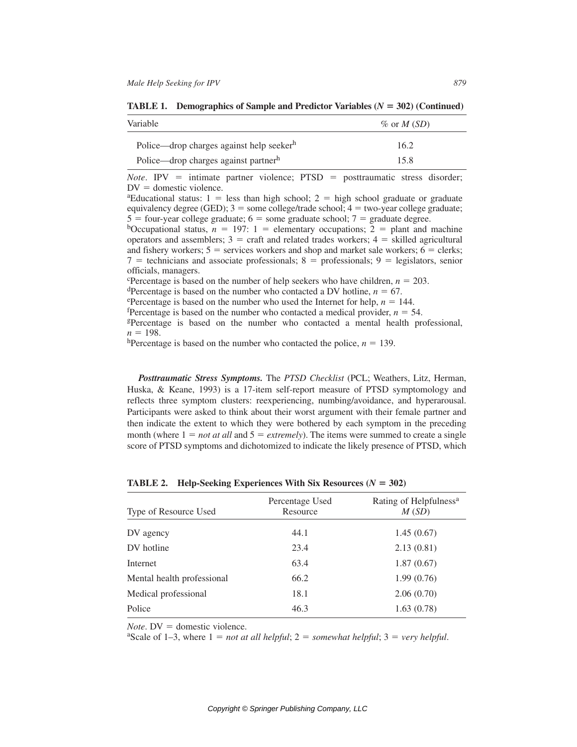**TABLE 1. Demographics of Sample and Predictor Variables ($N = 302$) (Continued)**

| Variable | % or *M* (*SD*) |
|---|---|
| Police—drop charges against help seeker[h] | 16.2 |
| Police—drop charges against partner[h] | 15.8 |

*Note*. IPV = intimate partner violence; PTSD = posttraumatic stress disorder; DV = domestic violence.

[a]Educational status: 1 = less than high school; 2 = high school graduate or graduate equivalency degree (GED); 3 = some college/trade school; 4 = two-year college graduate; 5 = four-year college graduate; 6 = some graduate school; 7 = graduate degree.

[b]Occupational status, $n = 197$: 1 = elementary occupations; 2 = plant and machine operators and assemblers; 3 = craft and related trades workers; 4 = skilled agricultural and fishery workers; 5 = services workers and shop and market sale workers; 6 = clerks; 7 = technicians and associate professionals; 8 = professionals; 9 = legislators, senior officials, managers.

[c]Percentage is based on the number of help seekers who have children, $n = 203$.

[d]Percentage is based on the number who contacted a DV hotline, $n = 67$.

[e]Percentage is based on the number who used the Internet for help, $n = 144$.

[f]Percentage is based on the number who contacted a medical provider, $n = 54$.

[g]Percentage is based on the number who contacted a mental health professional, $n = 198$.

[h]Percentage is based on the number who contacted the police, $n = 139$.

***Posttraumatic Stress Symptoms.*** The *PTSD Checklist* (PCL; Weathers, Litz, Herman, Huska, & Keane, 1993) is a 17-item self-report measure of PTSD symptomology and reflects three symptom clusters: reexperiencing, numbing/avoidance, and hyperarousal. Participants were asked to think about their worst argument with their female partner and then indicate the extent to which they were bothered by each symptom in the preceding month (where 1 = *not at all* and 5 = *extremely*). The items were summed to create a single score of PTSD symptoms and dichotomized to indicate the likely presence of PTSD, which

**TABLE 2. Help-Seeking Experiences With Six Resources ($N = 302$)**

| Type of Resource Used | Percentage Used Resource | Rating of Helpfulness[a] *M* (*SD*) |
|---|---|---|
| DV agency | 44.1 | 1.45 (0.67) |
| DV hotline | 23.4 | 2.13 (0.81) |
| Internet | 63.4 | 1.87 (0.67) |
| Mental health professional | 66.2 | 1.99 (0.76) |
| Medical professional | 18.1 | 2.06 (0.70) |
| Police | 46.3 | 1.63 (0.78) |

*Note*. DV = domestic violence.

[a]Scale of 1–3, where 1 = *not at all helpful*; 2 = *somewhat helpful*; 3 = *very helpful*.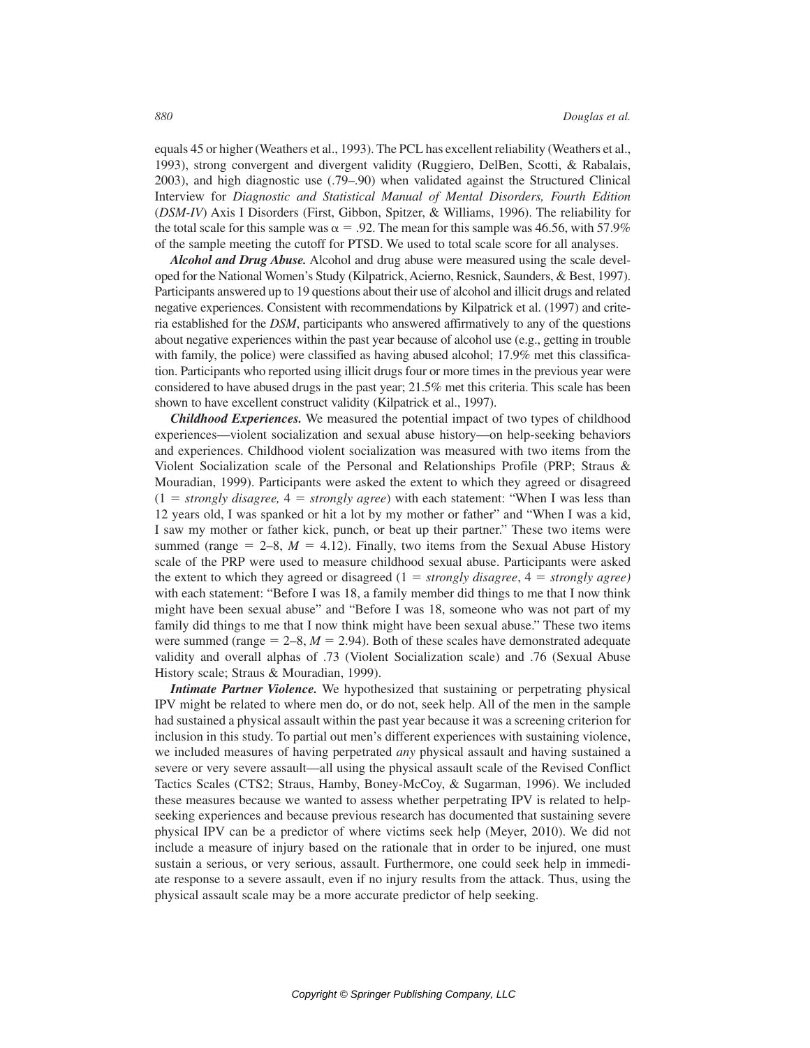equals 45 or higher (Weathers et al., 1993). The PCL has excellent reliability (Weathers et al., 1993), strong convergent and divergent validity (Ruggiero, DelBen, Scotti, & Rabalais, 2003), and high diagnostic use (.79–.90) when validated against the Structured Clinical Interview for *Diagnostic and Statistical Manual of Mental Disorders, Fourth Edition* (*DSM-IV*) Axis I Disorders (First, Gibbon, Spitzer, & Williams, 1996). The reliability for the total scale for this sample was $\alpha$ = .92. The mean for this sample was 46.56, with 57.9% of the sample meeting the cutoff for PTSD. We used to total scale score for all analyses.

***Alcohol and Drug Abuse.*** Alcohol and drug abuse were measured using the scale developed for the National Women's Study (Kilpatrick, Acierno, Resnick, Saunders, & Best, 1997). Participants answered up to 19 questions about their use of alcohol and illicit drugs and related negative experiences. Consistent with recommendations by Kilpatrick et al. (1997) and criteria established for the *DSM*, participants who answered affirmatively to any of the questions about negative experiences within the past year because of alcohol use (e.g., getting in trouble with family, the police) were classified as having abused alcohol; 17.9% met this classification. Participants who reported using illicit drugs four or more times in the previous year were considered to have abused drugs in the past year; 21.5% met this criteria. This scale has been shown to have excellent construct validity (Kilpatrick et al., 1997).

***Childhood Experiences.*** We measured the potential impact of two types of childhood experiences—violent socialization and sexual abuse history—on help-seeking behaviors and experiences. Childhood violent socialization was measured with two items from the Violent Socialization scale of the Personal and Relationships Profile (PRP; Straus & Mouradian, 1999). Participants were asked the extent to which they agreed or disagreed (1 = *strongly disagree,* 4 = *strongly agree*) with each statement: "When I was less than 12 years old, I was spanked or hit a lot by my mother or father" and "When I was a kid, I saw my mother or father kick, punch, or beat up their partner." These two items were summed (range = 2–8, $M$ = 4.12). Finally, two items from the Sexual Abuse History scale of the PRP were used to measure childhood sexual abuse. Participants were asked the extent to which they agreed or disagreed (1 = *strongly disagree*, 4 = *strongly agree)* with each statement: "Before I was 18, a family member did things to me that I now think might have been sexual abuse" and "Before I was 18, someone who was not part of my family did things to me that I now think might have been sexual abuse." These two items were summed (range = 2–8, $M$ = 2.94). Both of these scales have demonstrated adequate validity and overall alphas of .73 (Violent Socialization scale) and .76 (Sexual Abuse History scale; Straus & Mouradian, 1999).

***Intimate Partner Violence.*** We hypothesized that sustaining or perpetrating physical IPV might be related to where men do, or do not, seek help. All of the men in the sample had sustained a physical assault within the past year because it was a screening criterion for inclusion in this study. To partial out men's different experiences with sustaining violence, we included measures of having perpetrated *any* physical assault and having sustained a severe or very severe assault—all using the physical assault scale of the Revised Conflict Tactics Scales (CTS2; Straus, Hamby, Boney-McCoy, & Sugarman, 1996). We included these measures because we wanted to assess whether perpetrating IPV is related to help-seeking experiences and because previous research has documented that sustaining severe physical IPV can be a predictor of where victims seek help (Meyer, 2010). We did not include a measure of injury based on the rationale that in order to be injured, one must sustain a serious, or very serious, assault. Furthermore, one could seek help in immediate response to a severe assault, even if no injury results from the attack. Thus, using the physical assault scale may be a more accurate predictor of help seeking.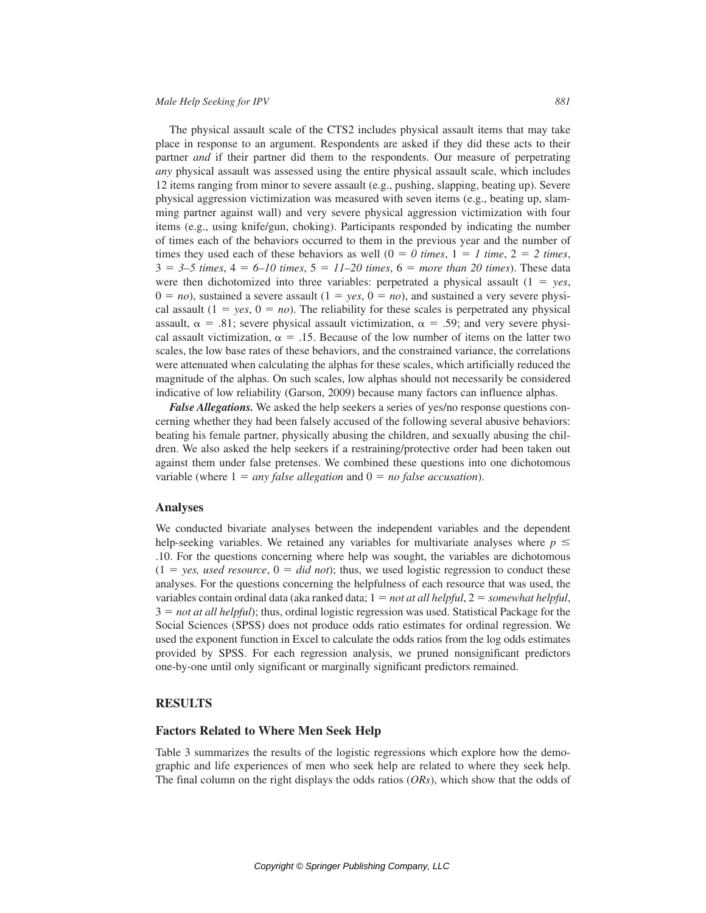The physical assault scale of the CTS2 includes physical assault items that may take place in response to an argument. Respondents are asked if they did these acts to their partner *and* if their partner did them to the respondents. Our measure of perpetrating *any* physical assault was assessed using the entire physical assault scale, which includes 12 items ranging from minor to severe assault (e.g., pushing, slapping, beating up). Severe physical aggression victimization was measured with seven items (e.g., beating up, slamming partner against wall) and very severe physical aggression victimization with four items (e.g., using knife/gun, choking). Participants responded by indicating the number of times each of the behaviors occurred to them in the previous year and the number of times they used each of these behaviors as well (0 = *0 times*, 1 = *1 time*, 2 = *2 times*, 3 = *3–5 times*, 4 = *6–10 times*, 5 = *11–20 times*, 6 = *more than 20 times*). These data were then dichotomized into three variables: perpetrated a physical assault (1 = *yes*, 0 = *no*), sustained a severe assault (1 = *yes*, 0 = *no*), and sustained a very severe physical assault (1 = *yes*, 0 = *no*). The reliability for these scales is perpetrated any physical assault, $\alpha = .81$; severe physical assault victimization, $\alpha = .59$; and very severe physical assault victimization, $\alpha = .15$. Because of the low number of items on the latter two scales, the low base rates of these behaviors, and the constrained variance, the correlations were attenuated when calculating the alphas for these scales, which artificially reduced the magnitude of the alphas. On such scales, low alphas should not necessarily be considered indicative of low reliability (Garson, 2009) because many factors can influence alphas.

***False Allegations.*** We asked the help seekers a series of yes/no response questions concerning whether they had been falsely accused of the following several abusive behaviors: beating his female partner, physically abusing the children, and sexually abusing the children. We also asked the help seekers if a restraining/protective order had been taken out against them under false pretenses. We combined these questions into one dichotomous variable (where 1 = *any false allegation* and 0 = *no false accusation*).

### Analyses

We conducted bivariate analyses between the independent variables and the dependent help-seeking variables. We retained any variables for multivariate analyses where $p \leq .10$. For the questions concerning where help was sought, the variables are dichotomous (1 = *yes, used resource*, 0 = *did not*); thus, we used logistic regression to conduct these analyses. For the questions concerning the helpfulness of each resource that was used, the variables contain ordinal data (aka ranked data; 1 = *not at all helpful*, 2 = *somewhat helpful*, 3 = *not at all helpful*); thus, ordinal logistic regression was used. Statistical Package for the Social Sciences (SPSS) does not produce odds ratio estimates for ordinal regression. We used the exponent function in Excel to calculate the odds ratios from the log odds estimates provided by SPSS. For each regression analysis, we pruned nonsignificant predictors one-by-one until only significant or marginally significant predictors remained.

## RESULTS

### Factors Related to Where Men Seek Help

Table 3 summarizes the results of the logistic regressions which explore how the demographic and life experiences of men who seek help are related to where they seek help. The final column on the right displays the odds ratios (*ORs*), which show that the odds of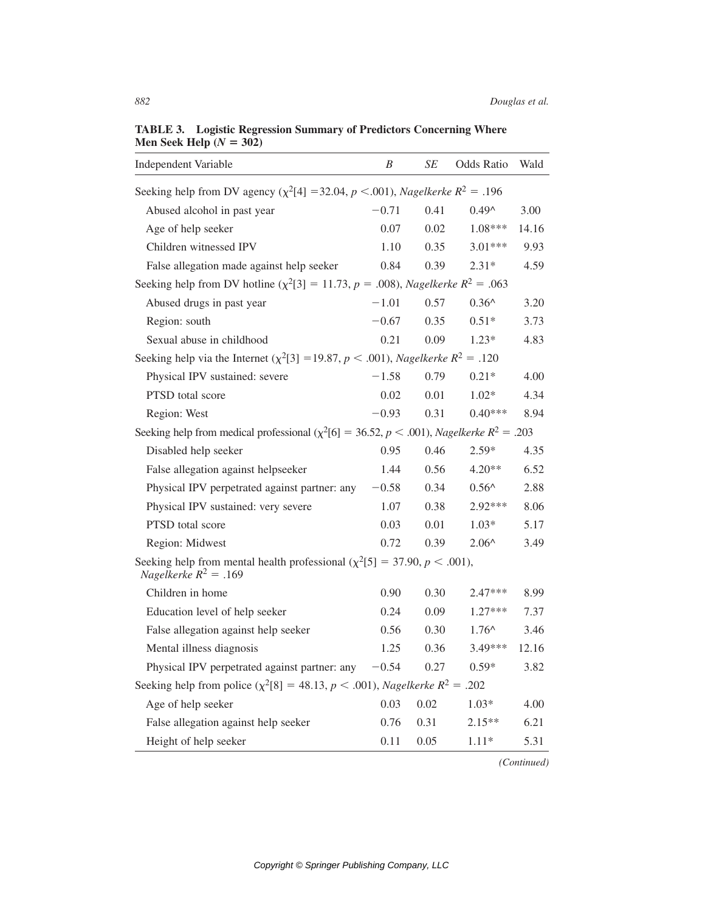**TABLE 3. Logistic Regression Summary of Predictors Concerning Where Men Seek Help ($N = 302$)**

| Independent Variable | *B* | *SE* | Odds Ratio | Wald |
|---|---|---|---|---|
| Seeking help from DV agency ($\chi^2[4] = 32.04$, $p < .001$), *Nagelkerke* $R^2 = .196$ | | | | |
| Abused alcohol in past year | −0.71 | 0.41 | 0.49^ | 3.00 |
| Age of help seeker | 0.07 | 0.02 | 1.08*** | 14.16 |
| Children witnessed IPV | 1.10 | 0.35 | 3.01*** | 9.93 |
| False allegation made against help seeker | 0.84 | 0.39 | 2.31* | 4.59 |
| Seeking help from DV hotline ($\chi^2[3] = 11.73$, $p = .008$), *Nagelkerke* $R^2 = .063$ | | | | |
| Abused drugs in past year | −1.01 | 0.57 | 0.36^ | 3.20 |
| Region: south | −0.67 | 0.35 | 0.51* | 3.73 |
| Sexual abuse in childhood | 0.21 | 0.09 | 1.23* | 4.83 |
| Seeking help via the Internet ($\chi^2[3] = 19.87$, $p < .001$), *Nagelkerke* $R^2 = .120$ | | | | |
| Physical IPV sustained: severe | −1.58 | 0.79 | 0.21* | 4.00 |
| PTSD total score | 0.02 | 0.01 | 1.02* | 4.34 |
| Region: West | −0.93 | 0.31 | 0.40*** | 8.94 |
| Seeking help from medical professional ($\chi^2[6] = 36.52$, $p < .001$), *Nagelkerke* $R^2 = .203$ | | | | |
| Disabled help seeker | 0.95 | 0.46 | 2.59* | 4.35 |
| False allegation against helpseeker | 1.44 | 0.56 | 4.20** | 6.52 |
| Physical IPV perpetrated against partner: any | −0.58 | 0.34 | 0.56^ | 2.88 |
| Physical IPV sustained: very severe | 1.07 | 0.38 | 2.92*** | 8.06 |
| PTSD total score | 0.03 | 0.01 | 1.03* | 5.17 |
| Region: Midwest | 0.72 | 0.39 | 2.06^ | 3.49 |
| Seeking help from mental health professional ($\chi^2[5] = 37.90$, $p < .001$), *Nagelkerke* $R^2 = .169$ | | | | |
| Children in home | 0.90 | 0.30 | 2.47*** | 8.99 |
| Education level of help seeker | 0.24 | 0.09 | 1.27*** | 7.37 |
| False allegation against help seeker | 0.56 | 0.30 | 1.76^ | 3.46 |
| Mental illness diagnosis | 1.25 | 0.36 | 3.49*** | 12.16 |
| Physical IPV perpetrated against partner: any | −0.54 | 0.27 | 0.59* | 3.82 |
| Seeking help from police ($\chi^2[8] = 48.13$, $p < .001$), *Nagelkerke* $R^2 = .202$ | | | | |
| Age of help seeker | 0.03 | 0.02 | 1.03* | 4.00 |
| False allegation against help seeker | 0.76 | 0.31 | 2.15** | 6.21 |
| Height of help seeker | 0.11 | 0.05 | 1.11* | 5.31 |

*(Continued)*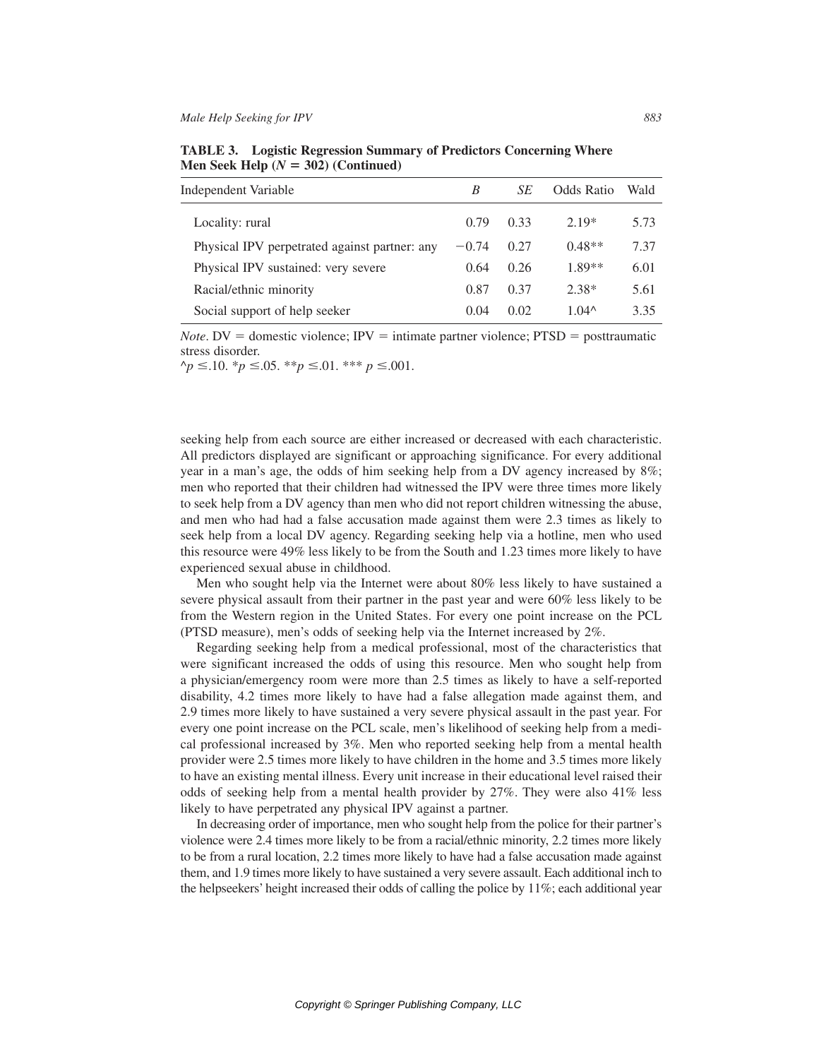**TABLE 3. Logistic Regression Summary of Predictors Concerning Where Men Seek Help ($N = 302$) (Continued)**

| Independent Variable | *B* | *SE* | Odds Ratio | Wald |
|---|---|---|---|---|
| Locality: rural | 0.79 | 0.33 | 2.19* | 5.73 |
| Physical IPV perpetrated against partner: any | −0.74 | 0.27 | 0.48** | 7.37 |
| Physical IPV sustained: very severe | 0.64 | 0.26 | 1.89** | 6.01 |
| Racial/ethnic minority | 0.87 | 0.37 | 2.38* | 5.61 |
| Social support of help seeker | 0.04 | 0.02 | 1.04^ | 3.35 |

*Note*. DV = domestic violence; IPV = intimate partner violence; PTSD = posttraumatic stress disorder.
^$p \leq .10$. *$p \leq .05$. **$p \leq .01$. *** $p \leq .001$.

seeking help from each source are either increased or decreased with each characteristic. All predictors displayed are significant or approaching significance. For every additional year in a man's age, the odds of him seeking help from a DV agency increased by 8%; men who reported that their children had witnessed the IPV were three times more likely to seek help from a DV agency than men who did not report children witnessing the abuse, and men who had had a false accusation made against them were 2.3 times as likely to seek help from a local DV agency. Regarding seeking help via a hotline, men who used this resource were 49% less likely to be from the South and 1.23 times more likely to have experienced sexual abuse in childhood.

Men who sought help via the Internet were about 80% less likely to have sustained a severe physical assault from their partner in the past year and were 60% less likely to be from the Western region in the United States. For every one point increase on the PCL (PTSD measure), men's odds of seeking help via the Internet increased by 2%.

Regarding seeking help from a medical professional, most of the characteristics that were significant increased the odds of using this resource. Men who sought help from a physician/emergency room were more than 2.5 times as likely to have a self-reported disability, 4.2 times more likely to have had a false allegation made against them, and 2.9 times more likely to have sustained a very severe physical assault in the past year. For every one point increase on the PCL scale, men's likelihood of seeking help from a medical professional increased by 3%. Men who reported seeking help from a mental health provider were 2.5 times more likely to have children in the home and 3.5 times more likely to have an existing mental illness. Every unit increase in their educational level raised their odds of seeking help from a mental health provider by 27%. They were also 41% less likely to have perpetrated any physical IPV against a partner.

In decreasing order of importance, men who sought help from the police for their partner's violence were 2.4 times more likely to be from a racial/ethnic minority, 2.2 times more likely to be from a rural location, 2.2 times more likely to have had a false accusation made against them, and 1.9 times more likely to have sustained a very severe assault. Each additional inch to the helpseekers' height increased their odds of calling the police by 11%; each additional year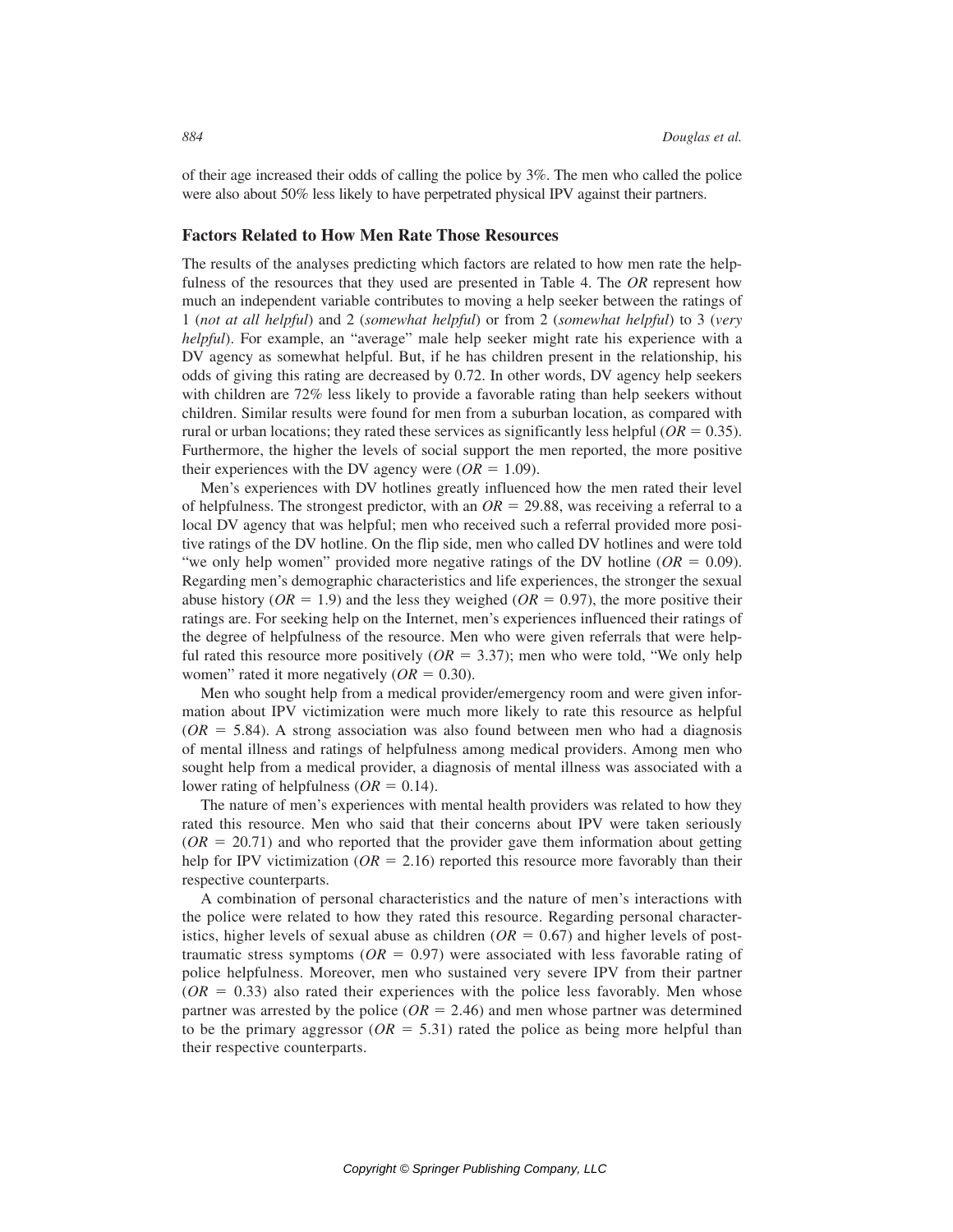of their age increased their odds of calling the police by 3%. The men who called the police were also about 50% less likely to have perpetrated physical IPV against their partners.

### Factors Related to How Men Rate Those Resources

The results of the analyses predicting which factors are related to how men rate the helpfulness of the resources that they used are presented in Table 4. The *OR* represent how much an independent variable contributes to moving a help seeker between the ratings of 1 (*not at all helpful*) and 2 (*somewhat helpful*) or from 2 (*somewhat helpful*) to 3 (*very helpful*). For example, an "average" male help seeker might rate his experience with a DV agency as somewhat helpful. But, if he has children present in the relationship, his odds of giving this rating are decreased by 0.72. In other words, DV agency help seekers with children are 72% less likely to provide a favorable rating than help seekers without children. Similar results were found for men from a suburban location, as compared with rural or urban locations; they rated these services as significantly less helpful ($OR = 0.35$). Furthermore, the higher the levels of social support the men reported, the more positive their experiences with the DV agency were ($OR = 1.09$).

Men's experiences with DV hotlines greatly influenced how the men rated their level of helpfulness. The strongest predictor, with an $OR = 29.88$, was receiving a referral to a local DV agency that was helpful; men who received such a referral provided more positive ratings of the DV hotline. On the flip side, men who called DV hotlines and were told "we only help women" provided more negative ratings of the DV hotline ($OR = 0.09$). Regarding men's demographic characteristics and life experiences, the stronger the sexual abuse history ($OR = 1.9$) and the less they weighed ($OR = 0.97$), the more positive their ratings are. For seeking help on the Internet, men's experiences influenced their ratings of the degree of helpfulness of the resource. Men who were given referrals that were helpful rated this resource more positively ($OR = 3.37$); men who were told, "We only help women" rated it more negatively ($OR = 0.30$).

Men who sought help from a medical provider/emergency room and were given information about IPV victimization were much more likely to rate this resource as helpful ($OR = 5.84$). A strong association was also found between men who had a diagnosis of mental illness and ratings of helpfulness among medical providers. Among men who sought help from a medical provider, a diagnosis of mental illness was associated with a lower rating of helpfulness ($OR = 0.14$).

The nature of men's experiences with mental health providers was related to how they rated this resource. Men who said that their concerns about IPV were taken seriously ($OR = 20.71$) and who reported that the provider gave them information about getting help for IPV victimization ($OR = 2.16$) reported this resource more favorably than their respective counterparts.

A combination of personal characteristics and the nature of men's interactions with the police were related to how they rated this resource. Regarding personal characteristics, higher levels of sexual abuse as children ($OR = 0.67$) and higher levels of posttraumatic stress symptoms ($OR = 0.97$) were associated with less favorable rating of police helpfulness. Moreover, men who sustained very severe IPV from their partner ($OR = 0.33$) also rated their experiences with the police less favorably. Men whose partner was arrested by the police ($OR = 2.46$) and men whose partner was determined to be the primary aggressor ($OR = 5.31$) rated the police as being more helpful than their respective counterparts.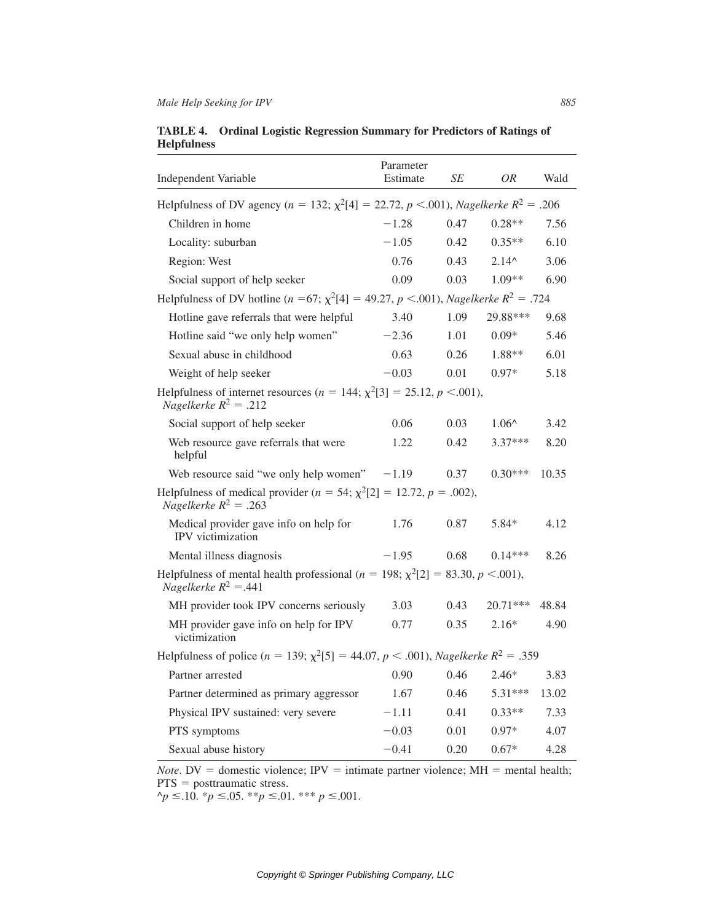**TABLE 4. Ordinal Logistic Regression Summary for Predictors of Ratings of Helpfulness**

| Independent Variable | Parameter Estimate | *SE* | *OR* | Wald |
|---|---|---|---|---|
| Helpfulness of DV agency ($n$ = 132; $\chi^2[4]$ = 22.72, $p$ <.001), *Nagelkerke* $R^2$ = .206 | | | | |
| Children in home | −1.28 | 0.47 | 0.28** | 7.56 |
| Locality: suburban | −1.05 | 0.42 | 0.35** | 6.10 |
| Region: West | 0.76 | 0.43 | 2.14^ | 3.06 |
| Social support of help seeker | 0.09 | 0.03 | 1.09** | 6.90 |
| Helpfulness of DV hotline ($n$ =67; $\chi^2[4]$ = 49.27, $p$ <.001), *Nagelkerke* $R^2$ = .724 | | | | |
| Hotline gave referrals that were helpful | 3.40 | 1.09 | 29.88*** | 9.68 |
| Hotline said "we only help women" | −2.36 | 1.01 | 0.09* | 5.46 |
| Sexual abuse in childhood | 0.63 | 0.26 | 1.88** | 6.01 |
| Weight of help seeker | −0.03 | 0.01 | 0.97* | 5.18 |
| Helpfulness of internet resources ($n$ = 144; $\chi^2[3]$ = 25.12, $p$ <.001), *Nagelkerke* $R^2$ = .212 | | | | |
| Social support of help seeker | 0.06 | 0.03 | 1.06^ | 3.42 |
| Web resource gave referrals that were helpful | 1.22 | 0.42 | 3.37*** | 8.20 |
| Web resource said "we only help women" | −1.19 | 0.37 | 0.30*** | 10.35 |
| Helpfulness of medical provider ($n$ = 54; $\chi^2[2]$ = 12.72, $p$ = .002), *Nagelkerke* $R^2$ = .263 | | | | |
| Medical provider gave info on help for IPV victimization | 1.76 | 0.87 | 5.84* | 4.12 |
| Mental illness diagnosis | −1.95 | 0.68 | 0.14*** | 8.26 |
| Helpfulness of mental health professional ($n$ = 198; $\chi^2[2]$ = 83.30, $p$ <.001), *Nagelkerke* $R^2$ =.441 | | | | |
| MH provider took IPV concerns seriously | 3.03 | 0.43 | 20.71*** | 48.84 |
| MH provider gave info on help for IPV victimization | 0.77 | 0.35 | 2.16* | 4.90 |
| Helpfulness of police ($n$ = 139; $\chi^2[5]$ = 44.07, $p$ < .001), *Nagelkerke* $R^2$ = .359 | | | | |
| Partner arrested | 0.90 | 0.46 | 2.46* | 3.83 |
| Partner determined as primary aggressor | 1.67 | 0.46 | 5.31*** | 13.02 |
| Physical IPV sustained: very severe | −1.11 | 0.41 | 0.33** | 7.33 |
| PTS symptoms | −0.03 | 0.01 | 0.97* | 4.07 |
| Sexual abuse history | −0.41 | 0.20 | 0.67* | 4.28 |

*Note*. DV = domestic violence; IPV = intimate partner violence; MH = mental health; PTS = posttraumatic stress.
^$p$ ≤.10. *$p$ ≤.05. **$p$ ≤.01. *** $p$ ≤.001.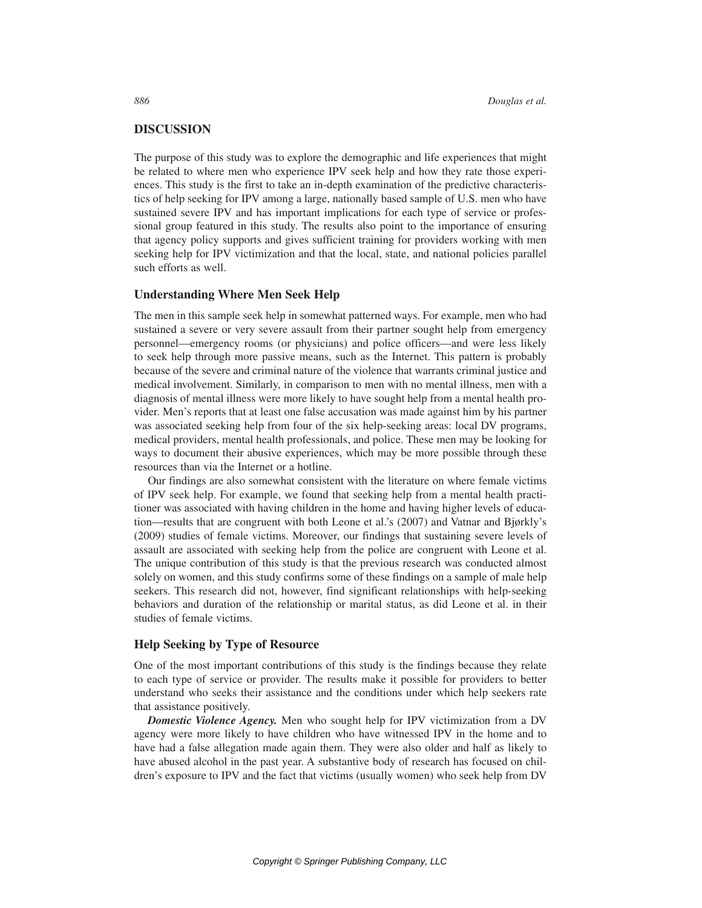## DISCUSSION

The purpose of this study was to explore the demographic and life experiences that might be related to where men who experience IPV seek help and how they rate those experiences. This study is the first to take an in-depth examination of the predictive characteristics of help seeking for IPV among a large, nationally based sample of U.S. men who have sustained severe IPV and has important implications for each type of service or professional group featured in this study. The results also point to the importance of ensuring that agency policy supports and gives sufficient training for providers working with men seeking help for IPV victimization and that the local, state, and national policies parallel such efforts as well.

### Understanding Where Men Seek Help

The men in this sample seek help in somewhat patterned ways. For example, men who had sustained a severe or very severe assault from their partner sought help from emergency personnel—emergency rooms (or physicians) and police officers—and were less likely to seek help through more passive means, such as the Internet. This pattern is probably because of the severe and criminal nature of the violence that warrants criminal justice and medical involvement. Similarly, in comparison to men with no mental illness, men with a diagnosis of mental illness were more likely to have sought help from a mental health provider. Men's reports that at least one false accusation was made against him by his partner was associated seeking help from four of the six help-seeking areas: local DV programs, medical providers, mental health professionals, and police. These men may be looking for ways to document their abusive experiences, which may be more possible through these resources than via the Internet or a hotline.

Our findings are also somewhat consistent with the literature on where female victims of IPV seek help. For example, we found that seeking help from a mental health practitioner was associated with having children in the home and having higher levels of education—results that are congruent with both Leone et al.'s (2007) and Vatnar and Bjørkly's (2009) studies of female victims. Moreover, our findings that sustaining severe levels of assault are associated with seeking help from the police are congruent with Leone et al. The unique contribution of this study is that the previous research was conducted almost solely on women, and this study confirms some of these findings on a sample of male help seekers. This research did not, however, find significant relationships with help-seeking behaviors and duration of the relationship or marital status, as did Leone et al. in their studies of female victims.

### Help Seeking by Type of Resource

One of the most important contributions of this study is the findings because they relate to each type of service or provider. The results make it possible for providers to better understand who seeks their assistance and the conditions under which help seekers rate that assistance positively.

***Domestic Violence Agency.*** Men who sought help for IPV victimization from a DV agency were more likely to have children who have witnessed IPV in the home and to have had a false allegation made again them. They were also older and half as likely to have abused alcohol in the past year. A substantive body of research has focused on children's exposure to IPV and the fact that victims (usually women) who seek help from DV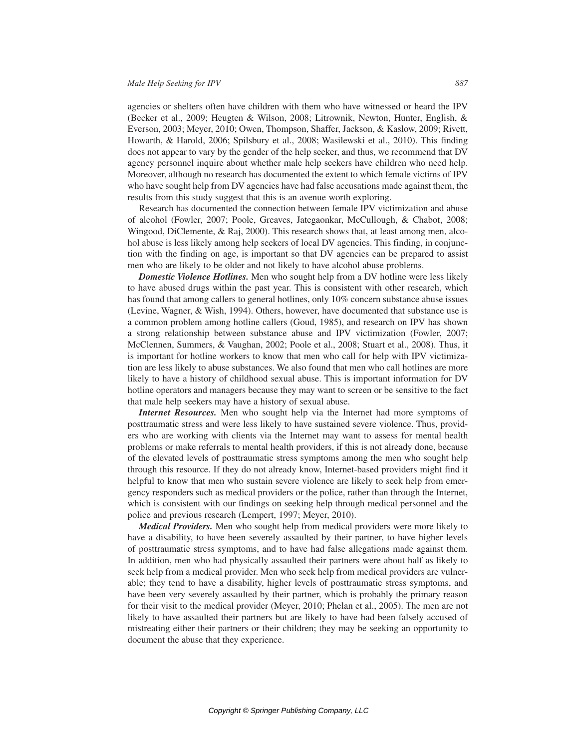agencies or shelters often have children with them who have witnessed or heard the IPV (Becker et al., 2009; Heugten & Wilson, 2008; Litrownik, Newton, Hunter, English, & Everson, 2003; Meyer, 2010; Owen, Thompson, Shaffer, Jackson, & Kaslow, 2009; Rivett, Howarth, & Harold, 2006; Spilsbury et al., 2008; Wasilewski et al., 2010). This finding does not appear to vary by the gender of the help seeker, and thus, we recommend that DV agency personnel inquire about whether male help seekers have children who need help. Moreover, although no research has documented the extent to which female victims of IPV who have sought help from DV agencies have had false accusations made against them, the results from this study suggest that this is an avenue worth exploring.

Research has documented the connection between female IPV victimization and abuse of alcohol (Fowler, 2007; Poole, Greaves, Jategaonkar, McCullough, & Chabot, 2008; Wingood, DiClemente, & Raj, 2000). This research shows that, at least among men, alcohol abuse is less likely among help seekers of local DV agencies. This finding, in conjunction with the finding on age, is important so that DV agencies can be prepared to assist men who are likely to be older and not likely to have alcohol abuse problems.

***Domestic Violence Hotlines.*** Men who sought help from a DV hotline were less likely to have abused drugs within the past year. This is consistent with other research, which has found that among callers to general hotlines, only 10% concern substance abuse issues (Levine, Wagner, & Wish, 1994). Others, however, have documented that substance use is a common problem among hotline callers (Goud, 1985), and research on IPV has shown a strong relationship between substance abuse and IPV victimization (Fowler, 2007; McClennen, Summers, & Vaughan, 2002; Poole et al., 2008; Stuart et al., 2008). Thus, it is important for hotline workers to know that men who call for help with IPV victimization are less likely to abuse substances. We also found that men who call hotlines are more likely to have a history of childhood sexual abuse. This is important information for DV hotline operators and managers because they may want to screen or be sensitive to the fact that male help seekers may have a history of sexual abuse.

***Internet Resources.*** Men who sought help via the Internet had more symptoms of posttraumatic stress and were less likely to have sustained severe violence. Thus, providers who are working with clients via the Internet may want to assess for mental health problems or make referrals to mental health providers, if this is not already done, because of the elevated levels of posttraumatic stress symptoms among the men who sought help through this resource. If they do not already know, Internet-based providers might find it helpful to know that men who sustain severe violence are likely to seek help from emergency responders such as medical providers or the police, rather than through the Internet, which is consistent with our findings on seeking help through medical personnel and the police and previous research (Lempert, 1997; Meyer, 2010).

***Medical Providers.*** Men who sought help from medical providers were more likely to have a disability, to have been severely assaulted by their partner, to have higher levels of posttraumatic stress symptoms, and to have had false allegations made against them. In addition, men who had physically assaulted their partners were about half as likely to seek help from a medical provider. Men who seek help from medical providers are vulnerable; they tend to have a disability, higher levels of posttraumatic stress symptoms, and have been very severely assaulted by their partner, which is probably the primary reason for their visit to the medical provider (Meyer, 2010; Phelan et al., 2005). The men are not likely to have assaulted their partners but are likely to have had been falsely accused of mistreating either their partners or their children; they may be seeking an opportunity to document the abuse that they experience.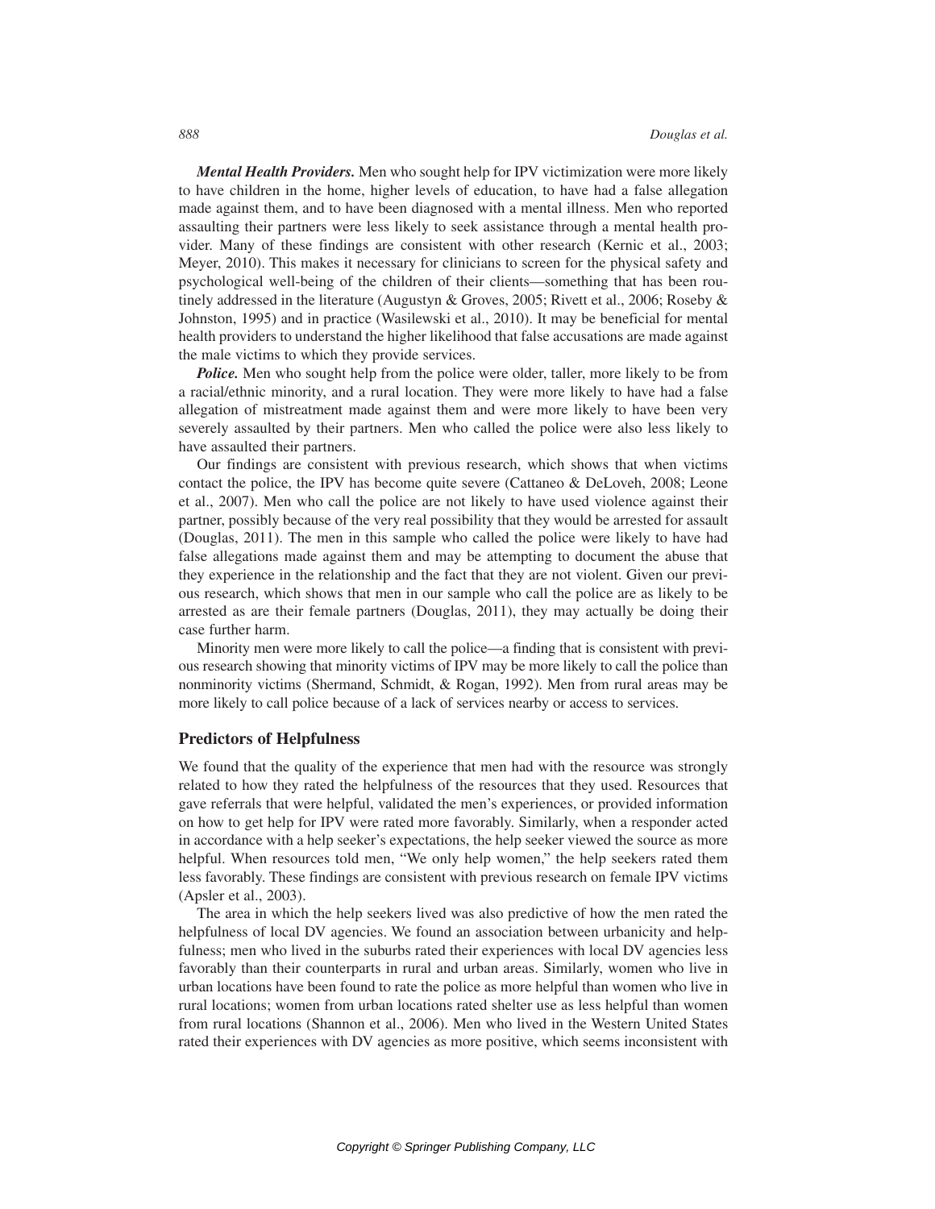***Mental Health Providers.*** Men who sought help for IPV victimization were more likely to have children in the home, higher levels of education, to have had a false allegation made against them, and to have been diagnosed with a mental illness. Men who reported assaulting their partners were less likely to seek assistance through a mental health provider. Many of these findings are consistent with other research (Kernic et al., 2003; Meyer, 2010). This makes it necessary for clinicians to screen for the physical safety and psychological well-being of the children of their clients—something that has been routinely addressed in the literature (Augustyn & Groves, 2005; Rivett et al., 2006; Roseby & Johnston, 1995) and in practice (Wasilewski et al., 2010). It may be beneficial for mental health providers to understand the higher likelihood that false accusations are made against the male victims to which they provide services.

***Police.*** Men who sought help from the police were older, taller, more likely to be from a racial/ethnic minority, and a rural location. They were more likely to have had a false allegation of mistreatment made against them and were more likely to have been very severely assaulted by their partners. Men who called the police were also less likely to have assaulted their partners.

Our findings are consistent with previous research, which shows that when victims contact the police, the IPV has become quite severe (Cattaneo & DeLoveh, 2008; Leone et al., 2007). Men who call the police are not likely to have used violence against their partner, possibly because of the very real possibility that they would be arrested for assault (Douglas, 2011). The men in this sample who called the police were likely to have had false allegations made against them and may be attempting to document the abuse that they experience in the relationship and the fact that they are not violent. Given our previous research, which shows that men in our sample who call the police are as likely to be arrested as are their female partners (Douglas, 2011), they may actually be doing their case further harm.

Minority men were more likely to call the police—a finding that is consistent with previous research showing that minority victims of IPV may be more likely to call the police than nonminority victims (Shermand, Schmidt, & Rogan, 1992). Men from rural areas may be more likely to call police because of a lack of services nearby or access to services.

## Predictors of Helpfulness

We found that the quality of the experience that men had with the resource was strongly related to how they rated the helpfulness of the resources that they used. Resources that gave referrals that were helpful, validated the men's experiences, or provided information on how to get help for IPV were rated more favorably. Similarly, when a responder acted in accordance with a help seeker's expectations, the help seeker viewed the source as more helpful. When resources told men, "We only help women," the help seekers rated them less favorably. These findings are consistent with previous research on female IPV victims (Apsler et al., 2003).

The area in which the help seekers lived was also predictive of how the men rated the helpfulness of local DV agencies. We found an association between urbanicity and helpfulness; men who lived in the suburbs rated their experiences with local DV agencies less favorably than their counterparts in rural and urban areas. Similarly, women who live in urban locations have been found to rate the police as more helpful than women who live in rural locations; women from urban locations rated shelter use as less helpful than women from rural locations (Shannon et al., 2006). Men who lived in the Western United States rated their experiences with DV agencies as more positive, which seems inconsistent with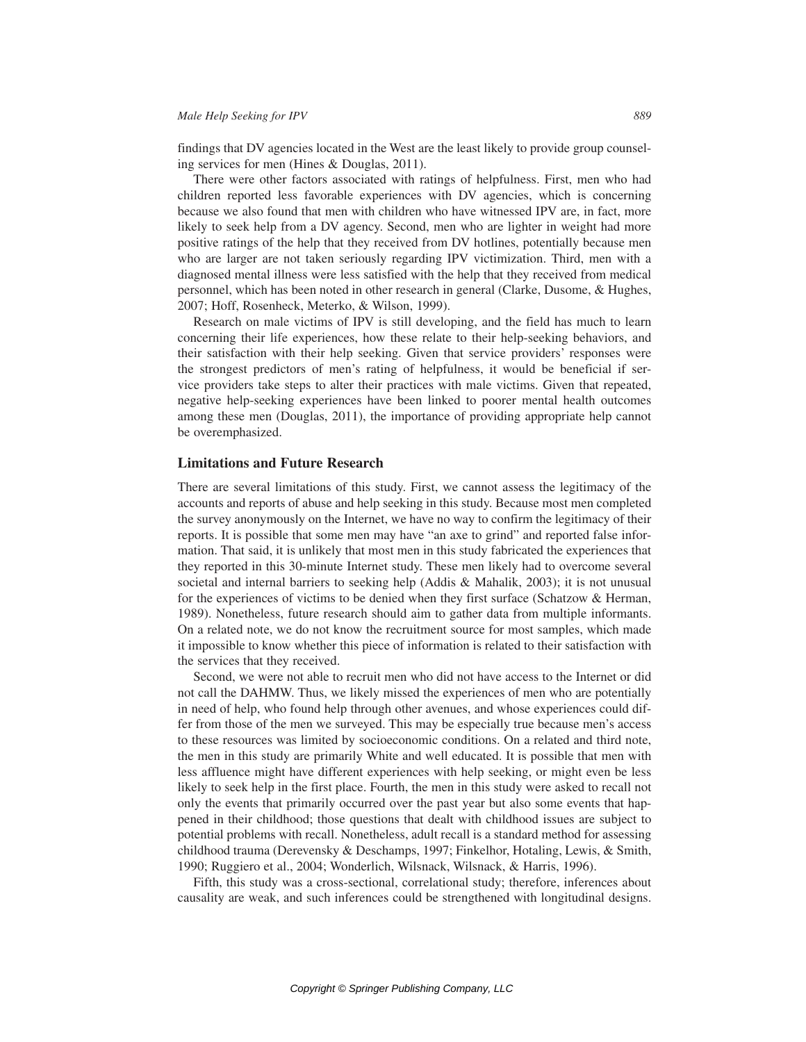findings that DV agencies located in the West are the least likely to provide group counseling services for men (Hines & Douglas, 2011).

There were other factors associated with ratings of helpfulness. First, men who had children reported less favorable experiences with DV agencies, which is concerning because we also found that men with children who have witnessed IPV are, in fact, more likely to seek help from a DV agency. Second, men who are lighter in weight had more positive ratings of the help that they received from DV hotlines, potentially because men who are larger are not taken seriously regarding IPV victimization. Third, men with a diagnosed mental illness were less satisfied with the help that they received from medical personnel, which has been noted in other research in general (Clarke, Dusome, & Hughes, 2007; Hoff, Rosenheck, Meterko, & Wilson, 1999).

Research on male victims of IPV is still developing, and the field has much to learn concerning their life experiences, how these relate to their help-seeking behaviors, and their satisfaction with their help seeking. Given that service providers' responses were the strongest predictors of men's rating of helpfulness, it would be beneficial if service providers take steps to alter their practices with male victims. Given that repeated, negative help-seeking experiences have been linked to poorer mental health outcomes among these men (Douglas, 2011), the importance of providing appropriate help cannot be overemphasized.

## Limitations and Future Research

There are several limitations of this study. First, we cannot assess the legitimacy of the accounts and reports of abuse and help seeking in this study. Because most men completed the survey anonymously on the Internet, we have no way to confirm the legitimacy of their reports. It is possible that some men may have "an axe to grind" and reported false information. That said, it is unlikely that most men in this study fabricated the experiences that they reported in this 30-minute Internet study. These men likely had to overcome several societal and internal barriers to seeking help (Addis & Mahalik, 2003); it is not unusual for the experiences of victims to be denied when they first surface (Schatzow & Herman, 1989). Nonetheless, future research should aim to gather data from multiple informants. On a related note, we do not know the recruitment source for most samples, which made it impossible to know whether this piece of information is related to their satisfaction with the services that they received.

Second, we were not able to recruit men who did not have access to the Internet or did not call the DAHMW. Thus, we likely missed the experiences of men who are potentially in need of help, who found help through other avenues, and whose experiences could differ from those of the men we surveyed. This may be especially true because men's access to these resources was limited by socioeconomic conditions. On a related and third note, the men in this study are primarily White and well educated. It is possible that men with less affluence might have different experiences with help seeking, or might even be less likely to seek help in the first place. Fourth, the men in this study were asked to recall not only the events that primarily occurred over the past year but also some events that happened in their childhood; those questions that dealt with childhood issues are subject to potential problems with recall. Nonetheless, adult recall is a standard method for assessing childhood trauma (Derevensky & Deschamps, 1997; Finkelhor, Hotaling, Lewis, & Smith, 1990; Ruggiero et al., 2004; Wonderlich, Wilsnack, Wilsnack, & Harris, 1996).

Fifth, this study was a cross-sectional, correlational study; therefore, inferences about causality are weak, and such inferences could be strengthened with longitudinal designs.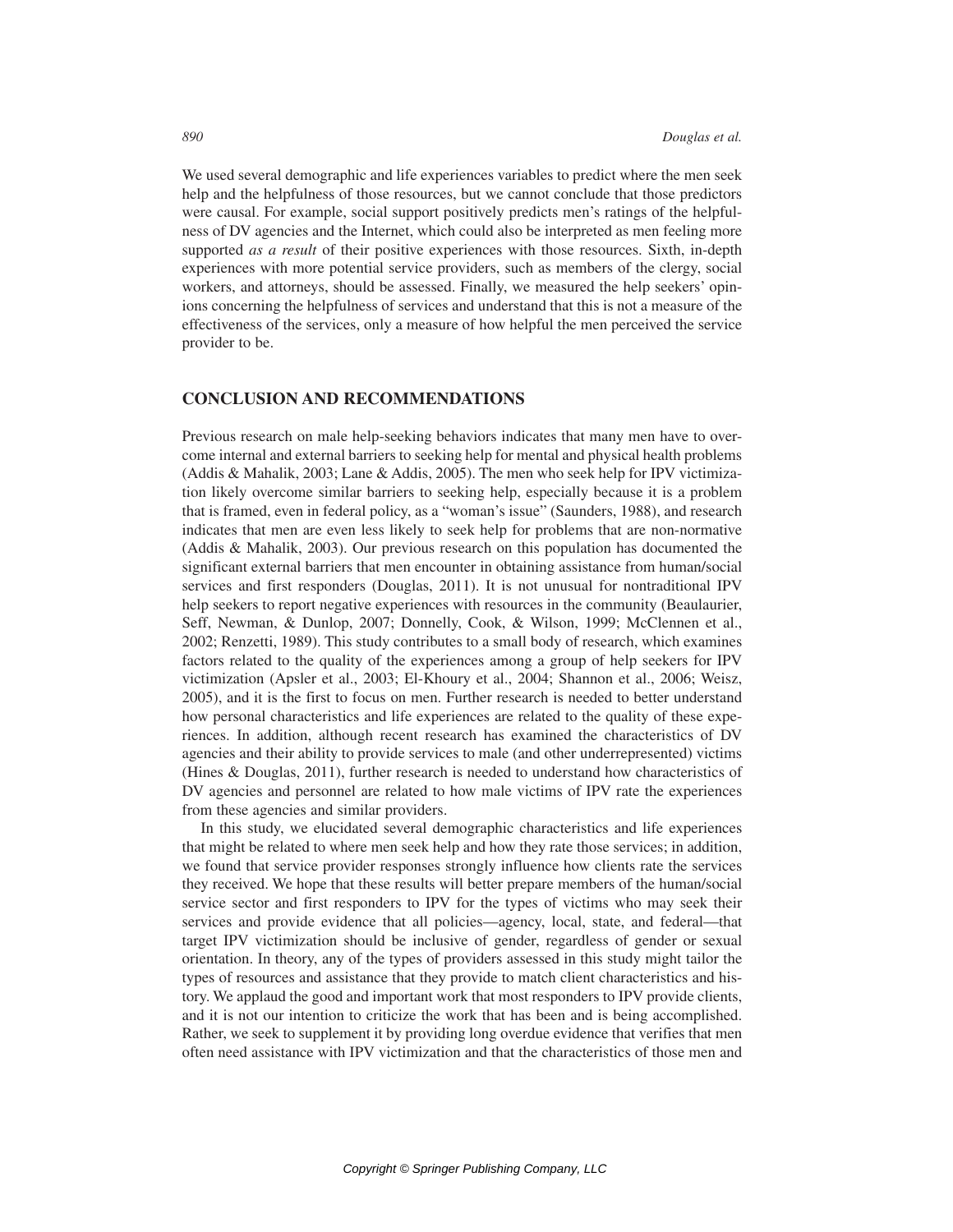We used several demographic and life experiences variables to predict where the men seek help and the helpfulness of those resources, but we cannot conclude that those predictors were causal. For example, social support positively predicts men's ratings of the helpfulness of DV agencies and the Internet, which could also be interpreted as men feeling more supported *as a result* of their positive experiences with those resources. Sixth, in-depth experiences with more potential service providers, such as members of the clergy, social workers, and attorneys, should be assessed. Finally, we measured the help seekers' opinions concerning the helpfulness of services and understand that this is not a measure of the effectiveness of the services, only a measure of how helpful the men perceived the service provider to be.

## CONCLUSION AND RECOMMENDATIONS

Previous research on male help-seeking behaviors indicates that many men have to overcome internal and external barriers to seeking help for mental and physical health problems (Addis & Mahalik, 2003; Lane & Addis, 2005). The men who seek help for IPV victimization likely overcome similar barriers to seeking help, especially because it is a problem that is framed, even in federal policy, as a "woman's issue" (Saunders, 1988), and research indicates that men are even less likely to seek help for problems that are non-normative (Addis & Mahalik, 2003). Our previous research on this population has documented the significant external barriers that men encounter in obtaining assistance from human/social services and first responders (Douglas, 2011). It is not unusual for nontraditional IPV help seekers to report negative experiences with resources in the community (Beaulaurier, Seff, Newman, & Dunlop, 2007; Donnelly, Cook, & Wilson, 1999; McClennen et al., 2002; Renzetti, 1989). This study contributes to a small body of research, which examines factors related to the quality of the experiences among a group of help seekers for IPV victimization (Apsler et al., 2003; El-Khoury et al., 2004; Shannon et al., 2006; Weisz, 2005), and it is the first to focus on men. Further research is needed to better understand how personal characteristics and life experiences are related to the quality of these experiences. In addition, although recent research has examined the characteristics of DV agencies and their ability to provide services to male (and other underrepresented) victims (Hines & Douglas, 2011), further research is needed to understand how characteristics of DV agencies and personnel are related to how male victims of IPV rate the experiences from these agencies and similar providers.

In this study, we elucidated several demographic characteristics and life experiences that might be related to where men seek help and how they rate those services; in addition, we found that service provider responses strongly influence how clients rate the services they received. We hope that these results will better prepare members of the human/social service sector and first responders to IPV for the types of victims who may seek their services and provide evidence that all policies—agency, local, state, and federal—that target IPV victimization should be inclusive of gender, regardless of gender or sexual orientation. In theory, any of the types of providers assessed in this study might tailor the types of resources and assistance that they provide to match client characteristics and history. We applaud the good and important work that most responders to IPV provide clients, and it is not our intention to criticize the work that has been and is being accomplished. Rather, we seek to supplement it by providing long overdue evidence that verifies that men often need assistance with IPV victimization and that the characteristics of those men and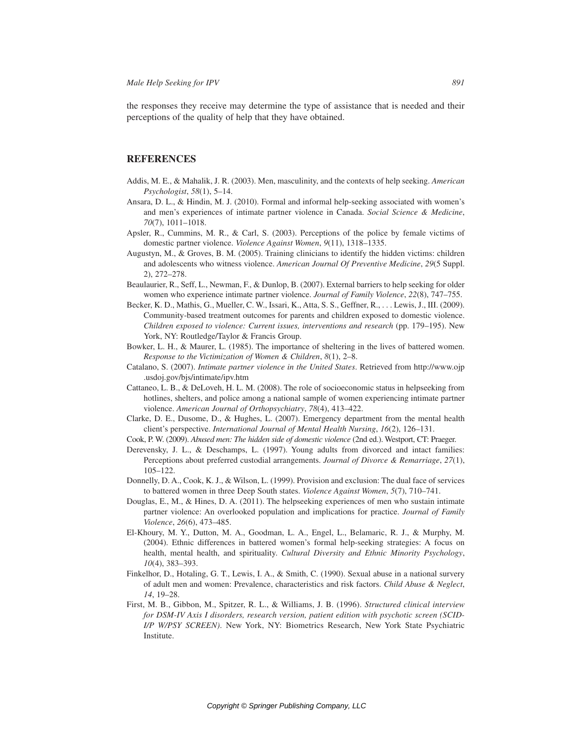the responses they receive may determine the type of assistance that is needed and their perceptions of the quality of help that they have obtained.

## REFERENCES

Addis, M. E., & Mahalik, J. R. (2003). Men, masculinity, and the contexts of help seeking. *American Psychologist*, *58*(1), 5–14.

Ansara, D. L., & Hindin, M. J. (2010). Formal and informal help-seeking associated with women's and men's experiences of intimate partner violence in Canada. *Social Science & Medicine*, *70*(7), 1011–1018.

Apsler, R., Cummins, M. R., & Carl, S. (2003). Perceptions of the police by female victims of domestic partner violence. *Violence Against Women*, *9*(11), 1318–1335.

Augustyn, M., & Groves, B. M. (2005). Training clinicians to identify the hidden victims: children and adolescents who witness violence. *American Journal Of Preventive Medicine*, *29*(5 Suppl. 2), 272–278.

Beaulaurier, R., Seff, L., Newman, F., & Dunlop, B. (2007). External barriers to help seeking for older women who experience intimate partner violence. *Journal of Family Violence*, *22*(8), 747–755.

Becker, K. D., Mathis, G., Mueller, C. W., Issari, K., Atta, S. S., Geffner, R., . . . Lewis, J., III. (2009). Community-based treatment outcomes for parents and children exposed to domestic violence. *Children exposed to violence: Current issues, interventions and research* (pp. 179–195). New York, NY: Routledge/Taylor & Francis Group.

Bowker, L. H., & Maurer, L. (1985). The importance of sheltering in the lives of battered women. *Response to the Victimization of Women & Children*, *8*(1), 2–8.

Catalano, S. (2007). *Intimate partner violence in the United States*. Retrieved from http://www.ojp.usdoj.gov/bjs/intimate/ipv.htm

Cattaneo, L. B., & DeLoveh, H. L. M. (2008). The role of socioeconomic status in helpseeking from hotlines, shelters, and police among a national sample of women experiencing intimate partner violence. *American Journal of Orthopsychiatry*, *78*(4), 413–422.

Clarke, D. E., Dusome, D., & Hughes, L. (2007). Emergency department from the mental health client's perspective. *International Journal of Mental Health Nursing*, *16*(2), 126–131.

Cook, P. W. (2009). *Abused men: The hidden side of domestic violence* (2nd ed.). Westport, CT: Praeger.

Derevensky, J. L., & Deschamps, L. (1997). Young adults from divorced and intact families: Perceptions about preferred custodial arrangements. *Journal of Divorce & Remarriage*, *27*(1), 105–122.

Donnelly, D. A., Cook, K. J., & Wilson, L. (1999). Provision and exclusion: The dual face of services to battered women in three Deep South states. *Violence Against Women*, *5*(7), 710–741.

Douglas, E., M., & Hines, D. A. (2011). The helpseeking experiences of men who sustain intimate partner violence: An overlooked population and implications for practice. *Journal of Family Violence*, *26*(6), 473–485.

El-Khoury, M. Y., Dutton, M. A., Goodman, L. A., Engel, L., Belamaric, R. J., & Murphy, M. (2004). Ethnic differences in battered women's formal help-seeking strategies: A focus on health, mental health, and spirituality. *Cultural Diversity and Ethnic Minority Psychology*, *10*(4), 383–393.

Finkelhor, D., Hotaling, G. T., Lewis, I. A., & Smith, C. (1990). Sexual abuse in a national survery of adult men and women: Prevalence, characteristics and risk factors. *Child Abuse & Neglect*, *14*, 19–28.

First, M. B., Gibbon, M., Spitzer, R. L., & Williams, J. B. (1996). *Structured clinical interview for DSM-IV Axis I disorders, research version, patient edition with psychotic screen (SCID-I/P W/PSY SCREEN)*. New York, NY: Biometrics Research, New York State Psychiatric Institute.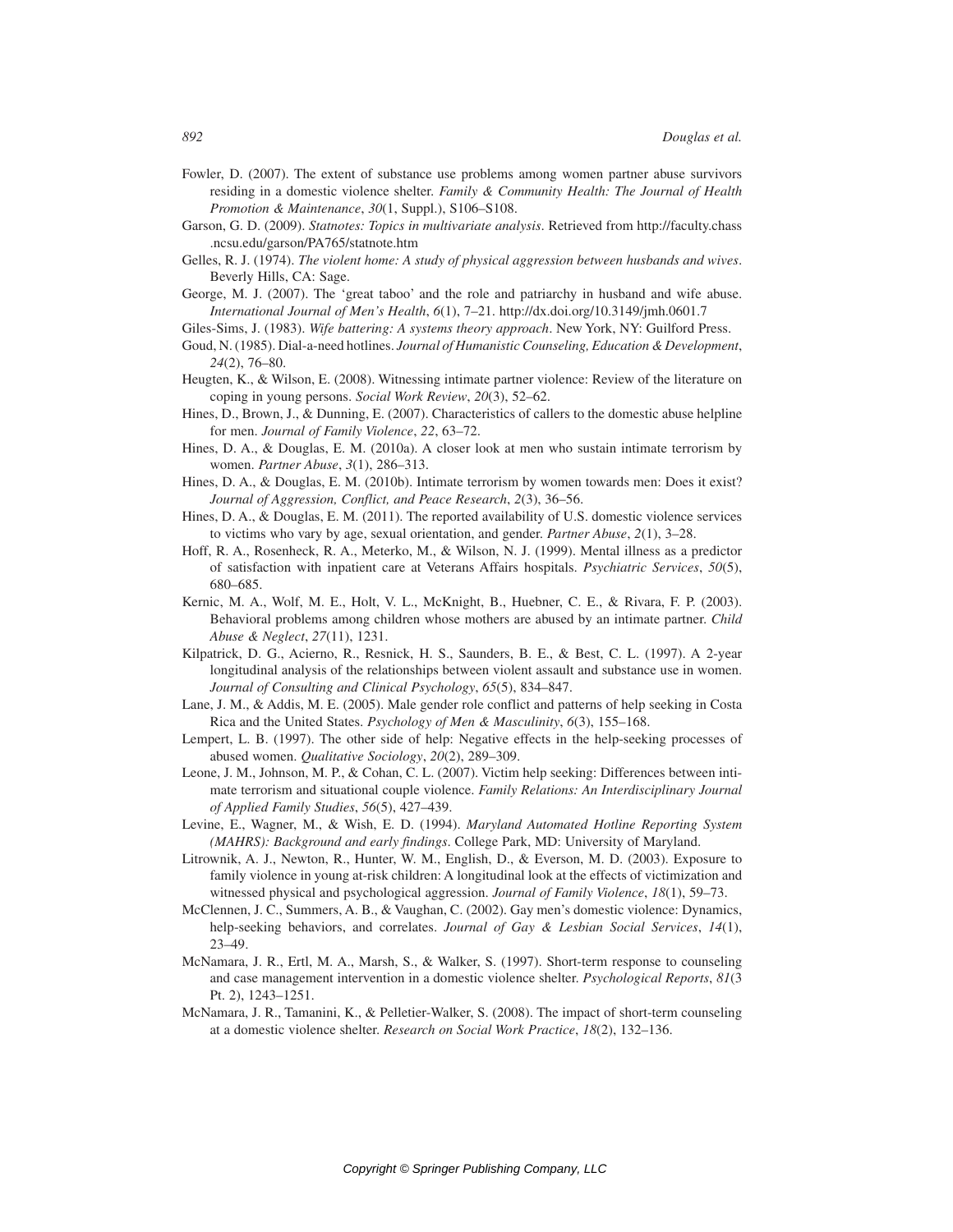Fowler, D. (2007). The extent of substance use problems among women partner abuse survivors residing in a domestic violence shelter. *Family & Community Health: The Journal of Health Promotion & Maintenance*, *30*(1, Suppl.), S106–S108.

Garson, G. D. (2009). *Statnotes: Topics in multivariate analysis*. Retrieved from http://faculty.chass.ncsu.edu/garson/PA765/statnote.htm

Gelles, R. J. (1974). *The violent home: A study of physical aggression between husbands and wives*. Beverly Hills, CA: Sage.

George, M. J. (2007). The 'great taboo' and the role and patriarchy in husband and wife abuse. *International Journal of Men's Health*, *6*(1), 7–21. http://dx.doi.org/10.3149/jmh.0601.7

Giles-Sims, J. (1983). *Wife battering: A systems theory approach*. New York, NY: Guilford Press.

Goud, N. (1985). Dial-a-need hotlines. *Journal of Humanistic Counseling, Education & Development*, *24*(2), 76–80.

Heugten, K., & Wilson, E. (2008). Witnessing intimate partner violence: Review of the literature on coping in young persons. *Social Work Review*, *20*(3), 52–62.

Hines, D., Brown, J., & Dunning, E. (2007). Characteristics of callers to the domestic abuse helpline for men. *Journal of Family Violence*, *22*, 63–72.

Hines, D. A., & Douglas, E. M. (2010a). A closer look at men who sustain intimate terrorism by women. *Partner Abuse*, *3*(1), 286–313.

Hines, D. A., & Douglas, E. M. (2010b). Intimate terrorism by women towards men: Does it exist? *Journal of Aggression, Conflict, and Peace Research*, *2*(3), 36–56.

Hines, D. A., & Douglas, E. M. (2011). The reported availability of U.S. domestic violence services to victims who vary by age, sexual orientation, and gender. *Partner Abuse*, *2*(1), 3–28.

Hoff, R. A., Rosenheck, R. A., Meterko, M., & Wilson, N. J. (1999). Mental illness as a predictor of satisfaction with inpatient care at Veterans Affairs hospitals. *Psychiatric Services*, *50*(5), 680–685.

Kernic, M. A., Wolf, M. E., Holt, V. L., McKnight, B., Huebner, C. E., & Rivara, F. P. (2003). Behavioral problems among children whose mothers are abused by an intimate partner. *Child Abuse & Neglect*, *27*(11), 1231.

Kilpatrick, D. G., Acierno, R., Resnick, H. S., Saunders, B. E., & Best, C. L. (1997). A 2-year longitudinal analysis of the relationships between violent assault and substance use in women. *Journal of Consulting and Clinical Psychology*, *65*(5), 834–847.

Lane, J. M., & Addis, M. E. (2005). Male gender role conflict and patterns of help seeking in Costa Rica and the United States. *Psychology of Men & Masculinity*, *6*(3), 155–168.

Lempert, L. B. (1997). The other side of help: Negative effects in the help-seeking processes of abused women. *Qualitative Sociology*, *20*(2), 289–309.

Leone, J. M., Johnson, M. P., & Cohan, C. L. (2007). Victim help seeking: Differences between intimate terrorism and situational couple violence. *Family Relations: An Interdisciplinary Journal of Applied Family Studies*, *56*(5), 427–439.

Levine, E., Wagner, M., & Wish, E. D. (1994). *Maryland Automated Hotline Reporting System (MAHRS): Background and early findings*. College Park, MD: University of Maryland.

Litrownik, A. J., Newton, R., Hunter, W. M., English, D., & Everson, M. D. (2003). Exposure to family violence in young at-risk children: A longitudinal look at the effects of victimization and witnessed physical and psychological aggression. *Journal of Family Violence*, *18*(1), 59–73.

McClennen, J. C., Summers, A. B., & Vaughan, C. (2002). Gay men's domestic violence: Dynamics, help-seeking behaviors, and correlates. *Journal of Gay & Lesbian Social Services*, *14*(1), 23–49.

McNamara, J. R., Ertl, M. A., Marsh, S., & Walker, S. (1997). Short-term response to counseling and case management intervention in a domestic violence shelter. *Psychological Reports*, *81*(3 Pt. 2), 1243–1251.

McNamara, J. R., Tamanini, K., & Pelletier-Walker, S. (2008). The impact of short-term counseling at a domestic violence shelter. *Research on Social Work Practice*, *18*(2), 132–136.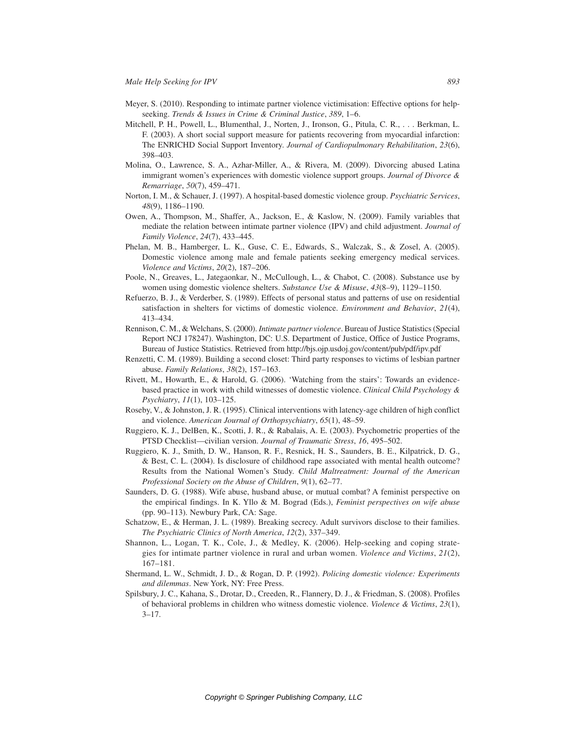Meyer, S. (2010). Responding to intimate partner violence victimisation: Effective options for help-seeking. *Trends & Issues in Crime & Criminal Justice*, *389*, 1–6.

Mitchell, P. H., Powell, L., Blumenthal, J., Norten, J., Ironson, G., Pitula, C. R., . . . Berkman, L. F. (2003). A short social support measure for patients recovering from myocardial infarction: The ENRICHD Social Support Inventory. *Journal of Cardiopulmonary Rehabilitation*, *23*(6), 398–403.

Molina, O., Lawrence, S. A., Azhar-Miller, A., & Rivera, M. (2009). Divorcing abused Latina immigrant women's experiences with domestic violence support groups. *Journal of Divorce & Remarriage*, *50*(7), 459–471.

Norton, I. M., & Schauer, J. (1997). A hospital-based domestic violence group. *Psychiatric Services*, *48*(9), 1186–1190.

Owen, A., Thompson, M., Shaffer, A., Jackson, E., & Kaslow, N. (2009). Family variables that mediate the relation between intimate partner violence (IPV) and child adjustment. *Journal of Family Violence*, *24*(7), 433–445.

Phelan, M. B., Hamberger, L. K., Guse, C. E., Edwards, S., Walczak, S., & Zosel, A. (2005). Domestic violence among male and female patients seeking emergency medical services. *Violence and Victims*, *20*(2), 187–206.

Poole, N., Greaves, L., Jategaonkar, N., McCullough, L., & Chabot, C. (2008). Substance use by women using domestic violence shelters. *Substance Use & Misuse*, *43*(8–9), 1129–1150.

Refuerzo, B. J., & Verderber, S. (1989). Effects of personal status and patterns of use on residential satisfaction in shelters for victims of domestic violence. *Environment and Behavior*, *21*(4), 413–434.

Rennison, C. M., & Welchans, S. (2000). *Intimate partner violence*. Bureau of Justice Statistics (Special Report NCJ 178247). Washington, DC: U.S. Department of Justice, Office of Justice Programs, Bureau of Justice Statistics. Retrieved from http://bjs.ojp.usdoj.gov/content/pub/pdf/ipv.pdf

Renzetti, C. M. (1989). Building a second closet: Third party responses to victims of lesbian partner abuse. *Family Relations*, *38*(2), 157–163.

Rivett, M., Howarth, E., & Harold, G. (2006). 'Watching from the stairs': Towards an evidence-based practice in work with child witnesses of domestic violence. *Clinical Child Psychology & Psychiatry*, *11*(1), 103–125.

Roseby, V., & Johnston, J. R. (1995). Clinical interventions with latency-age children of high conflict and violence. *American Journal of Orthopsychiatry*, *65*(1), 48–59.

Ruggiero, K. J., DelBen, K., Scotti, J. R., & Rabalais, A. E. (2003). Psychometric properties of the PTSD Checklist—civilian version. *Journal of Traumatic Stress*, *16*, 495–502.

Ruggiero, K. J., Smith, D. W., Hanson, R. F., Resnick, H. S., Saunders, B. E., Kilpatrick, D. G., & Best, C. L. (2004). Is disclosure of childhood rape associated with mental health outcome? Results from the National Women's Study. *Child Maltreatment: Journal of the American Professional Society on the Abuse of Children*, *9*(1), 62–77.

Saunders, D. G. (1988). Wife abuse, husband abuse, or mutual combat? A feminist perspective on the empirical findings. In K. Yllo & M. Bograd (Eds.), *Feminist perspectives on wife abuse* (pp. 90–113). Newbury Park, CA: Sage.

Schatzow, E., & Herman, J. L. (1989). Breaking secrecy. Adult survivors disclose to their families. *The Psychiatric Clinics of North America*, *12*(2), 337–349.

Shannon, L., Logan, T. K., Cole, J., & Medley, K. (2006). Help-seeking and coping strategies for intimate partner violence in rural and urban women. *Violence and Victims*, *21*(2), 167–181.

Shermand, L. W., Schmidt, J. D., & Rogan, D. P. (1992). *Policing domestic violence: Experiments and dilemmas*. New York, NY: Free Press.

Spilsbury, J. C., Kahana, S., Drotar, D., Creeden, R., Flannery, D. J., & Friedman, S. (2008). Profiles of behavioral problems in children who witness domestic violence. *Violence & Victims*, *23*(1), 3–17.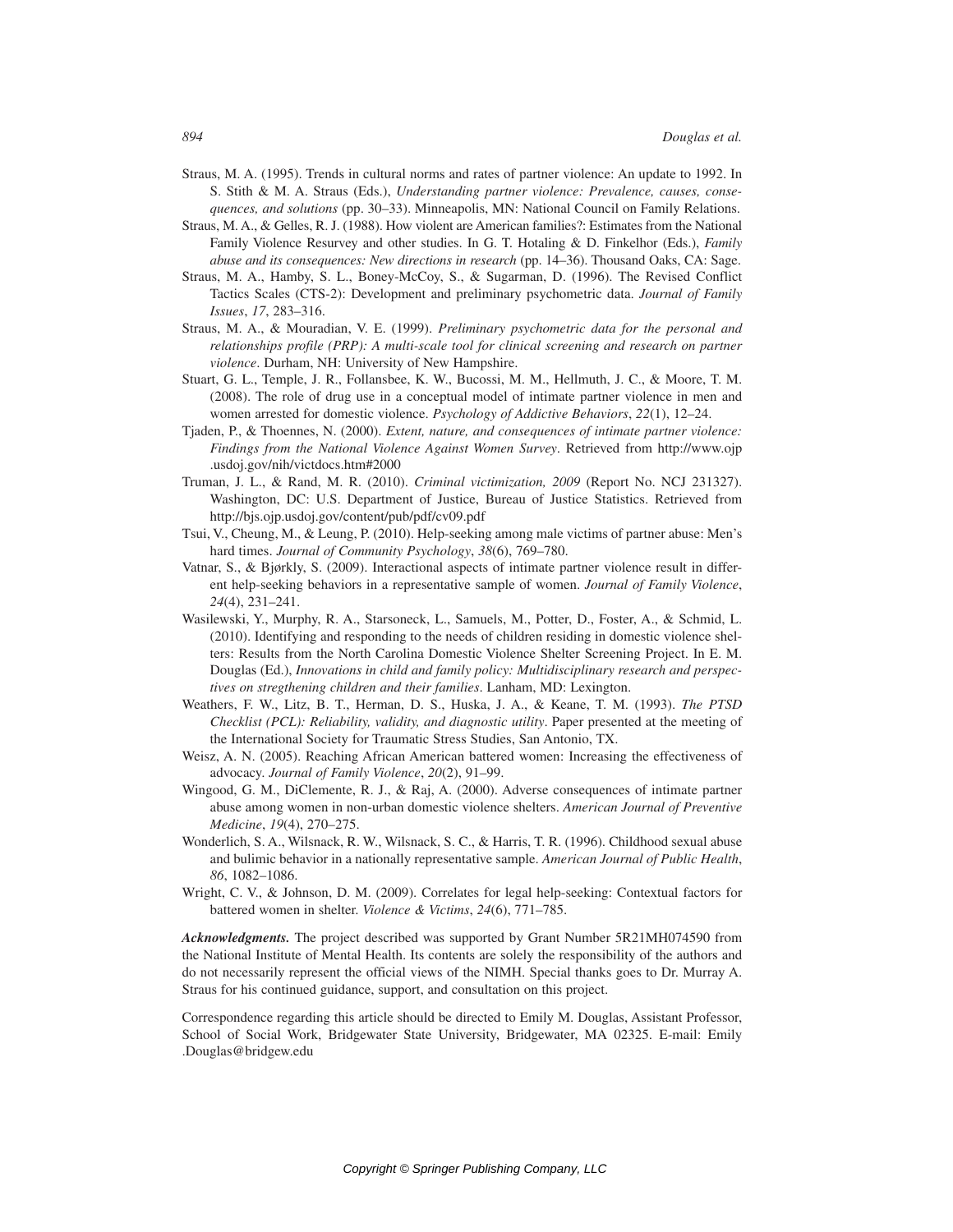Straus, M. A. (1995). Trends in cultural norms and rates of partner violence: An update to 1992. In S. Stith & M. A. Straus (Eds.), *Understanding partner violence: Prevalence, causes, consequences, and solutions* (pp. 30–33). Minneapolis, MN: National Council on Family Relations.

Straus, M. A., & Gelles, R. J. (1988). How violent are American families?: Estimates from the National Family Violence Resurvey and other studies. In G. T. Hotaling & D. Finkelhor (Eds.), *Family abuse and its consequences: New directions in research* (pp. 14–36). Thousand Oaks, CA: Sage.

Straus, M. A., Hamby, S. L., Boney-McCoy, S., & Sugarman, D. (1996). The Revised Conflict Tactics Scales (CTS-2): Development and preliminary psychometric data. *Journal of Family Issues*, *17*, 283–316.

Straus, M. A., & Mouradian, V. E. (1999). *Preliminary psychometric data for the personal and relationships profile (PRP): A multi-scale tool for clinical screening and research on partner violence*. Durham, NH: University of New Hampshire.

Stuart, G. L., Temple, J. R., Follansbee, K. W., Bucossi, M. M., Hellmuth, J. C., & Moore, T. M. (2008). The role of drug use in a conceptual model of intimate partner violence in men and women arrested for domestic violence. *Psychology of Addictive Behaviors*, *22*(1), 12–24.

Tjaden, P., & Thoennes, N. (2000). *Extent, nature, and consequences of intimate partner violence: Findings from the National Violence Against Women Survey*. Retrieved from http://www.ojp.usdoj.gov/nih/victdocs.htm#2000

Truman, J. L., & Rand, M. R. (2010). *Criminal victimization, 2009* (Report No. NCJ 231327). Washington, DC: U.S. Department of Justice, Bureau of Justice Statistics. Retrieved from http://bjs.ojp.usdoj.gov/content/pub/pdf/cv09.pdf

Tsui, V., Cheung, M., & Leung, P. (2010). Help-seeking among male victims of partner abuse: Men's hard times. *Journal of Community Psychology*, *38*(6), 769–780.

Vatnar, S., & Bjørkly, S. (2009). Interactional aspects of intimate partner violence result in different help-seeking behaviors in a representative sample of women. *Journal of Family Violence*, *24*(4), 231–241.

Wasilewski, Y., Murphy, R. A., Starsoneck, L., Samuels, M., Potter, D., Foster, A., & Schmid, L. (2010). Identifying and responding to the needs of children residing in domestic violence shelters: Results from the North Carolina Domestic Violence Shelter Screening Project. In E. M. Douglas (Ed.), *Innovations in child and family policy: Multidisciplinary research and perspectives on stregthening children and their families*. Lanham, MD: Lexington.

Weathers, F. W., Litz, B. T., Herman, D. S., Huska, J. A., & Keane, T. M. (1993). *The PTSD Checklist (PCL): Reliability, validity, and diagnostic utility*. Paper presented at the meeting of the International Society for Traumatic Stress Studies, San Antonio, TX.

Weisz, A. N. (2005). Reaching African American battered women: Increasing the effectiveness of advocacy. *Journal of Family Violence*, *20*(2), 91–99.

Wingood, G. M., DiClemente, R. J., & Raj, A. (2000). Adverse consequences of intimate partner abuse among women in non-urban domestic violence shelters. *American Journal of Preventive Medicine*, *19*(4), 270–275.

Wonderlich, S. A., Wilsnack, R. W., Wilsnack, S. C., & Harris, T. R. (1996). Childhood sexual abuse and bulimic behavior in a nationally representative sample. *American Journal of Public Health*, *86*, 1082–1086.

Wright, C. V., & Johnson, D. M. (2009). Correlates for legal help-seeking: Contextual factors for battered women in shelter. *Violence & Victims*, *24*(6), 771–785.

***Acknowledgments.*** The project described was supported by Grant Number 5R21MH074590 from the National Institute of Mental Health. Its contents are solely the responsibility of the authors and do not necessarily represent the official views of the NIMH. Special thanks goes to Dr. Murray A. Straus for his continued guidance, support, and consultation on this project.

Correspondence regarding this article should be directed to Emily M. Douglas, Assistant Professor, School of Social Work, Bridgewater State University, Bridgewater, MA 02325. E-mail: Emily.Douglas@bridgew.edu